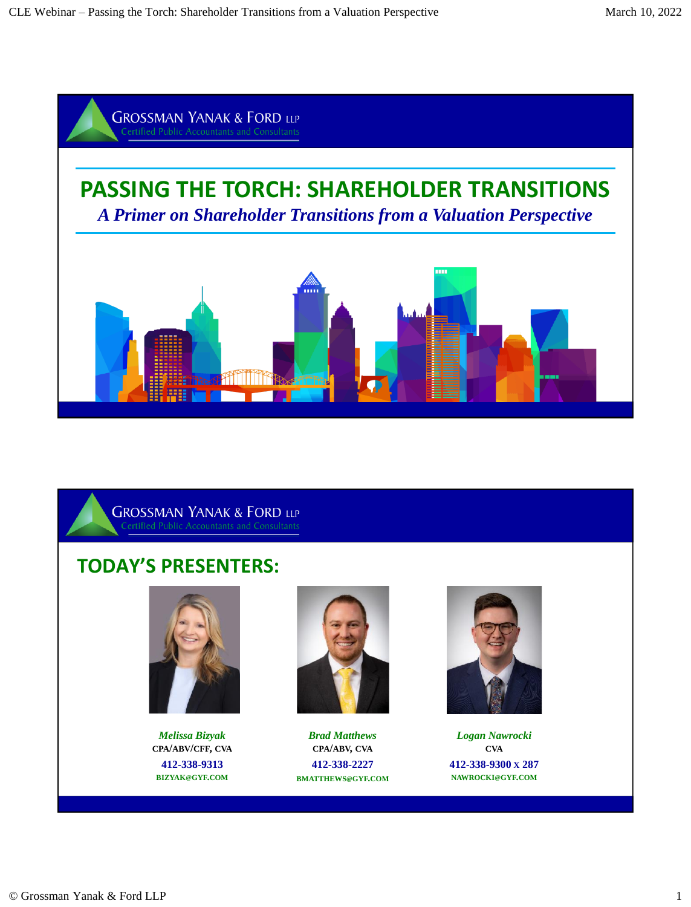GROSSMAN YANAK & FORD LLP
Certified Public Accountants and Consultants

# PASSING THE TORCH: SHAREHOLDER TRANSITIONS

*A Primer on Shareholder Transitions from a Valuation Perspective*

GROSSMAN YANAK & FORD LLP
Certified Public Accountants and Consultants

## TODAY'S PRESENTERS:

*Melissa Bizyak*
CPA/ABV/CFF, CVA
412-338-9313
BIZYAK@GYF.COM

*Brad Matthews*
CPA/ABV, CVA
412-338-2227
BMATTHEWS@GYF.COM

*Logan Nawrocki*
CVA
412-338-9300 x 287
NAWROCKI@GYF.COM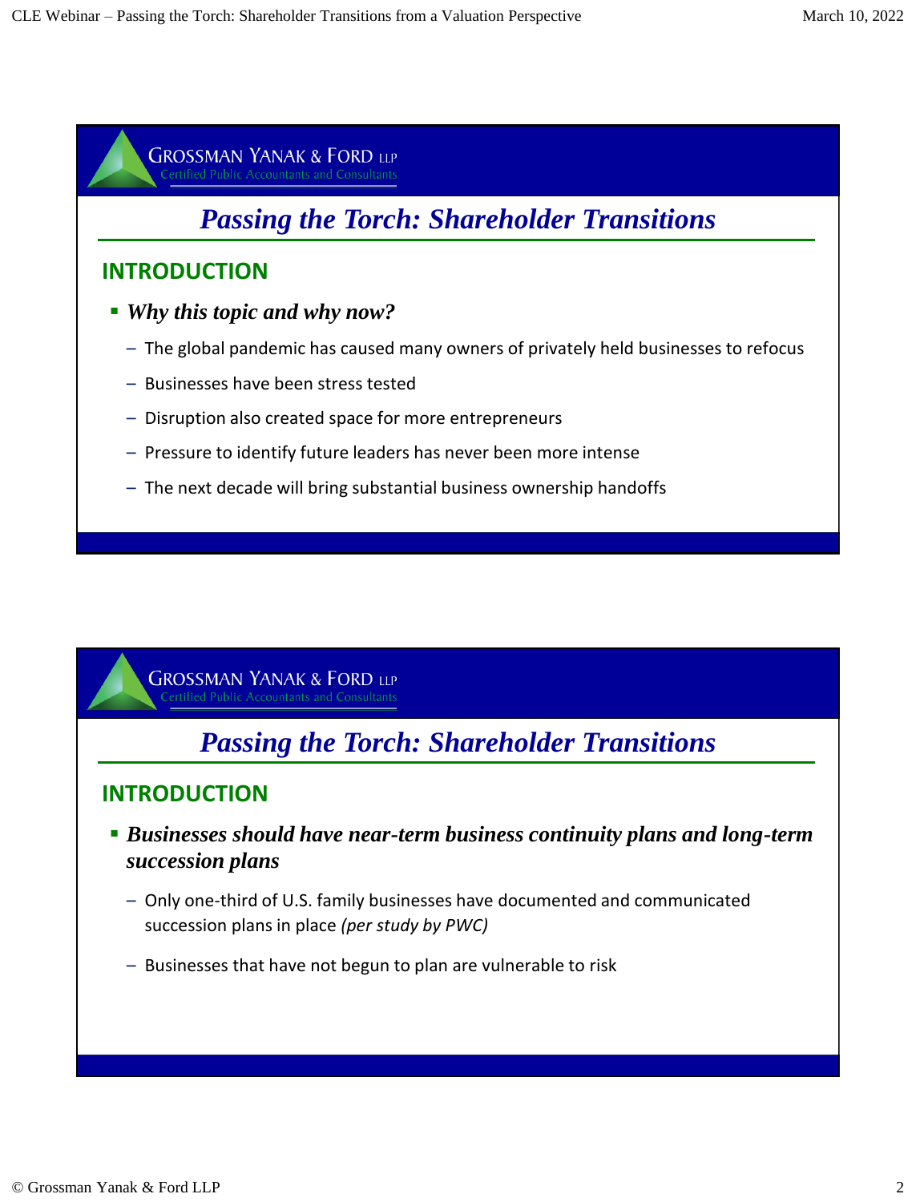## Passing the Torch: Shareholder Transitions

### INTRODUCTION

- ***Why this topic and why now?***
  - The global pandemic has caused many owners of privately held businesses to refocus
  - Businesses have been stress tested
  - Disruption also created space for more entrepreneurs
  - Pressure to identify future leaders has never been more intense
  - The next decade will bring substantial business ownership handoffs

## Passing the Torch: Shareholder Transitions

### INTRODUCTION

- ***Businesses should have near-term business continuity plans and long-term succession plans***
  - Only one-third of U.S. family businesses have documented and communicated succession plans in place *(per study by PWC)*
  - Businesses that have not begun to plan are vulnerable to risk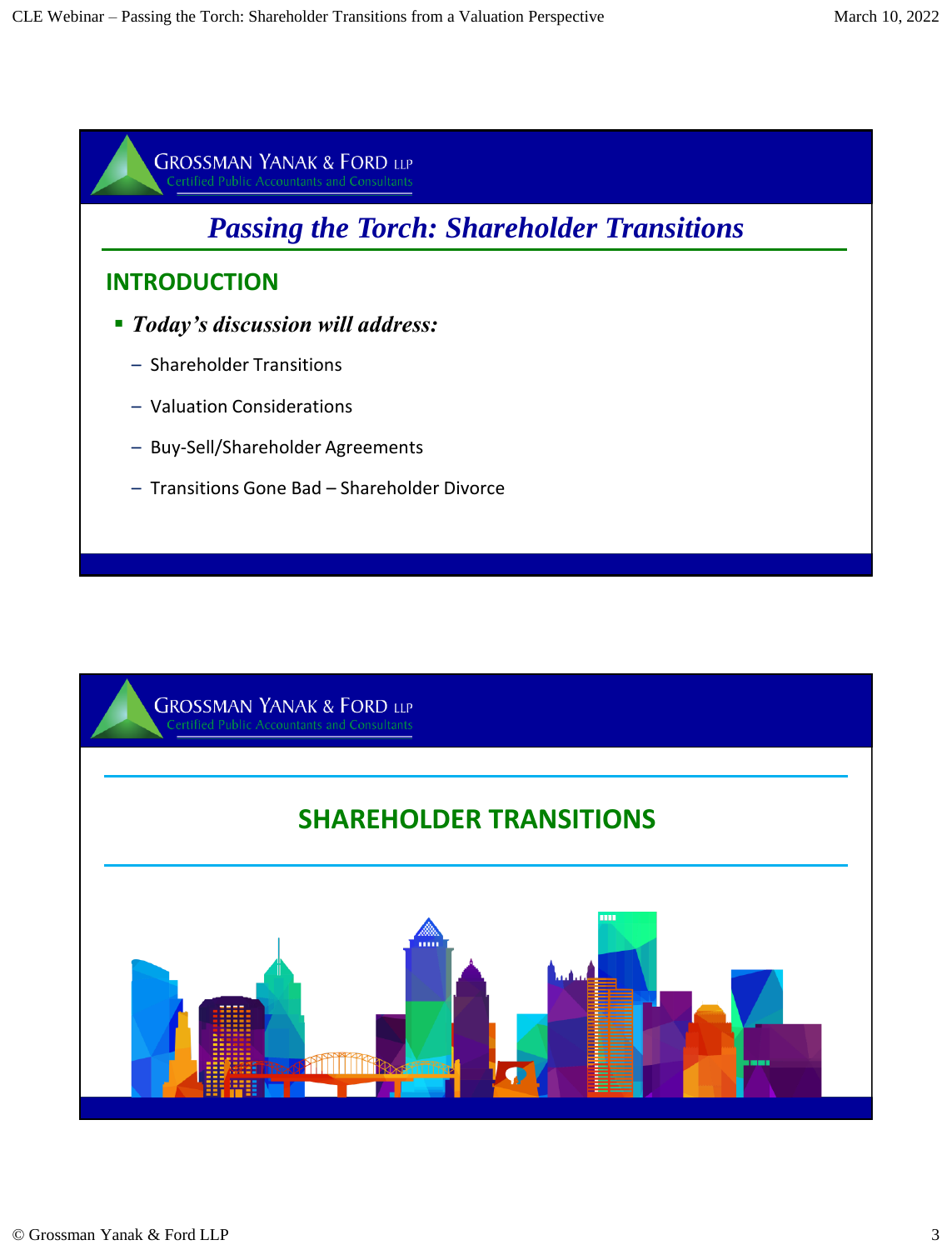Grossman Yanak & Ford LLP
Certified Public Accountants and Consultants

## *Passing the Torch: Shareholder Transitions*

### INTRODUCTION

- ***Today's discussion will address:***
  - Shareholder Transitions
  - Valuation Considerations
  - Buy-Sell/Shareholder Agreements
  - Transitions Gone Bad – Shareholder Divorce

---

Grossman Yanak & Ford LLP
Certified Public Accountants and Consultants

## SHAREHOLDER TRANSITIONS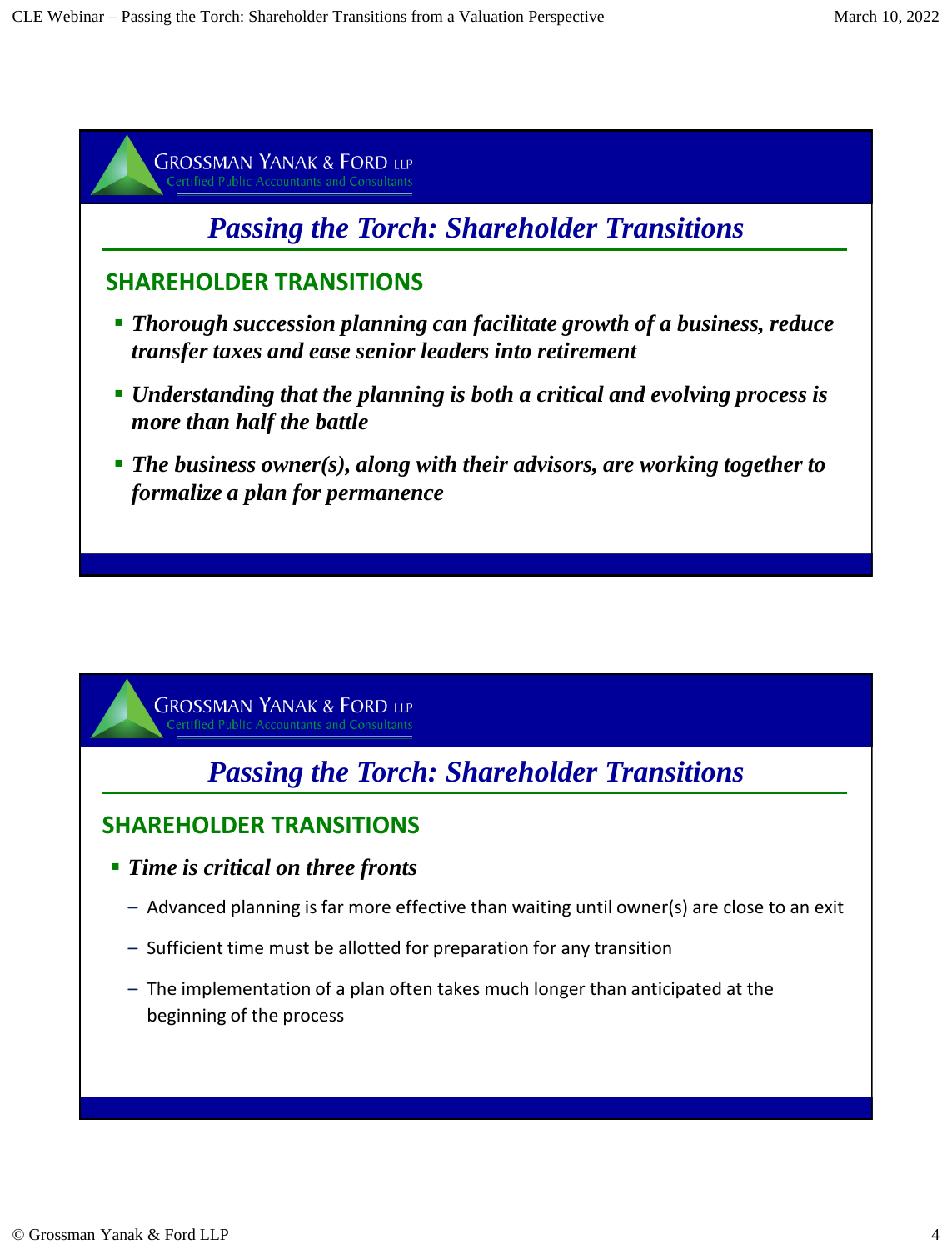## Passing the Torch: Shareholder Transitions

### SHAREHOLDER TRANSITIONS

- ***Thorough succession planning can facilitate growth of a business, reduce transfer taxes and ease senior leaders into retirement***
- ***Understanding that the planning is both a critical and evolving process is more than half the battle***
- ***The business owner(s), along with their advisors, are working together to formalize a plan for permanence***

## Passing the Torch: Shareholder Transitions

### SHAREHOLDER TRANSITIONS

- ***Time is critical on three fronts***
  - Advanced planning is far more effective than waiting until owner(s) are close to an exit
  - Sufficient time must be allotted for preparation for any transition
  - The implementation of a plan often takes much longer than anticipated at the beginning of the process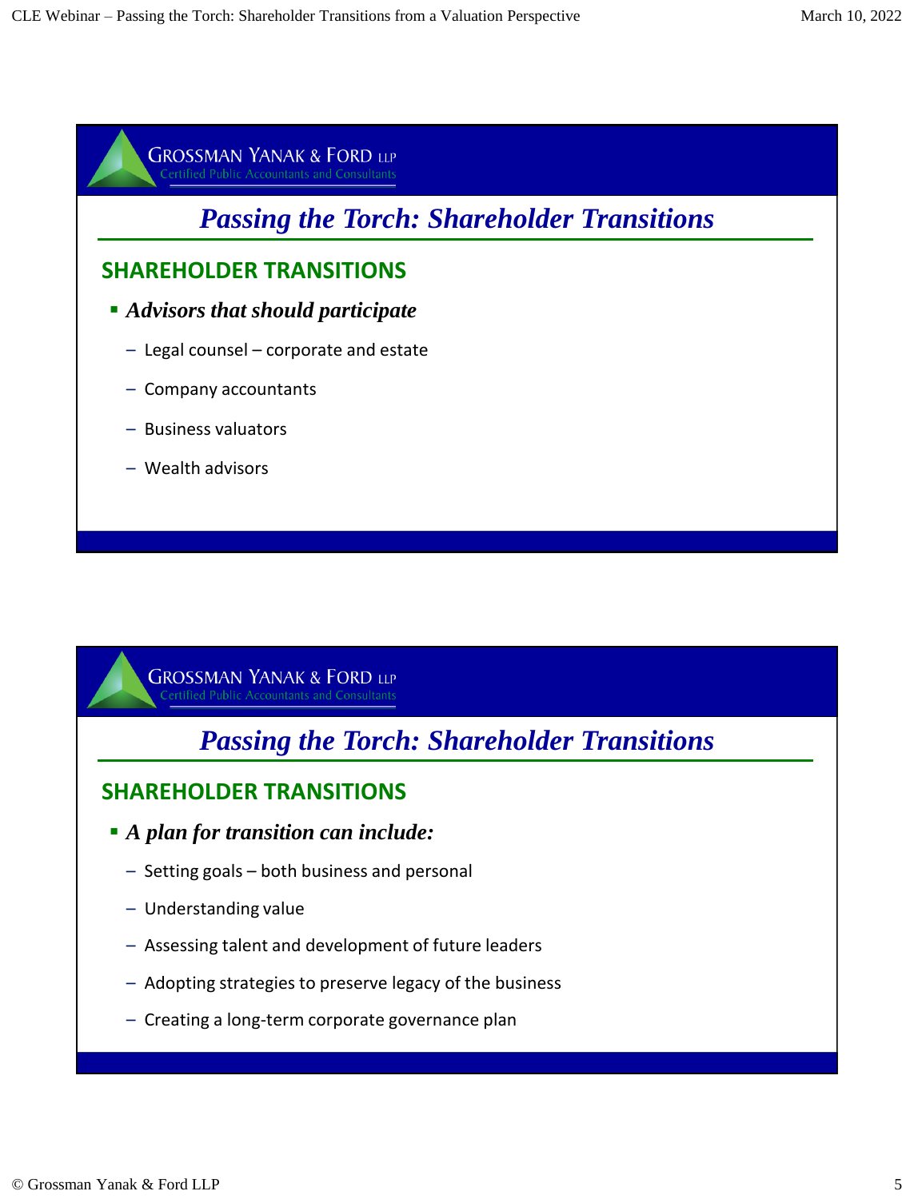## Passing the Torch: Shareholder Transitions

### SHAREHOLDER TRANSITIONS

- ***Advisors that should participate***
  - Legal counsel – corporate and estate
  - Company accountants
  - Business valuators
  - Wealth advisors

## Passing the Torch: Shareholder Transitions

### SHAREHOLDER TRANSITIONS

- ***A plan for transition can include:***
  - Setting goals – both business and personal
  - Understanding value
  - Assessing talent and development of future leaders
  - Adopting strategies to preserve legacy of the business
  - Creating a long-term corporate governance plan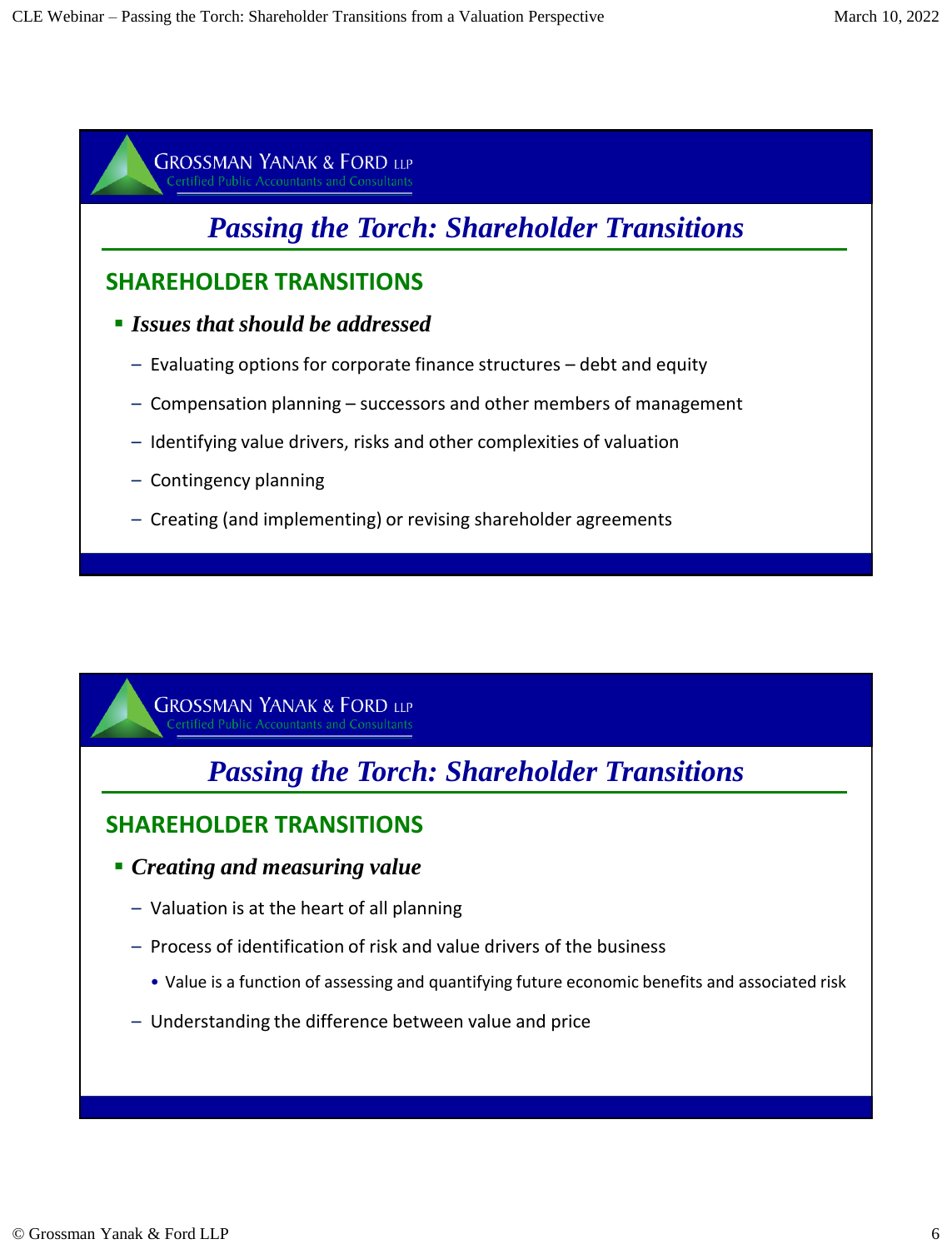## Passing the Torch: Shareholder Transitions

### SHAREHOLDER TRANSITIONS

- ***Issues that should be addressed***
  - Evaluating options for corporate finance structures – debt and equity
  - Compensation planning – successors and other members of management
  - Identifying value drivers, risks and other complexities of valuation
  - Contingency planning
  - Creating (and implementing) or revising shareholder agreements

## Passing the Torch: Shareholder Transitions

### SHAREHOLDER TRANSITIONS

- ***Creating and measuring value***
  - Valuation is at the heart of all planning
  - Process of identification of risk and value drivers of the business
    - Value is a function of assessing and quantifying future economic benefits and associated risk
  - Understanding the difference between value and price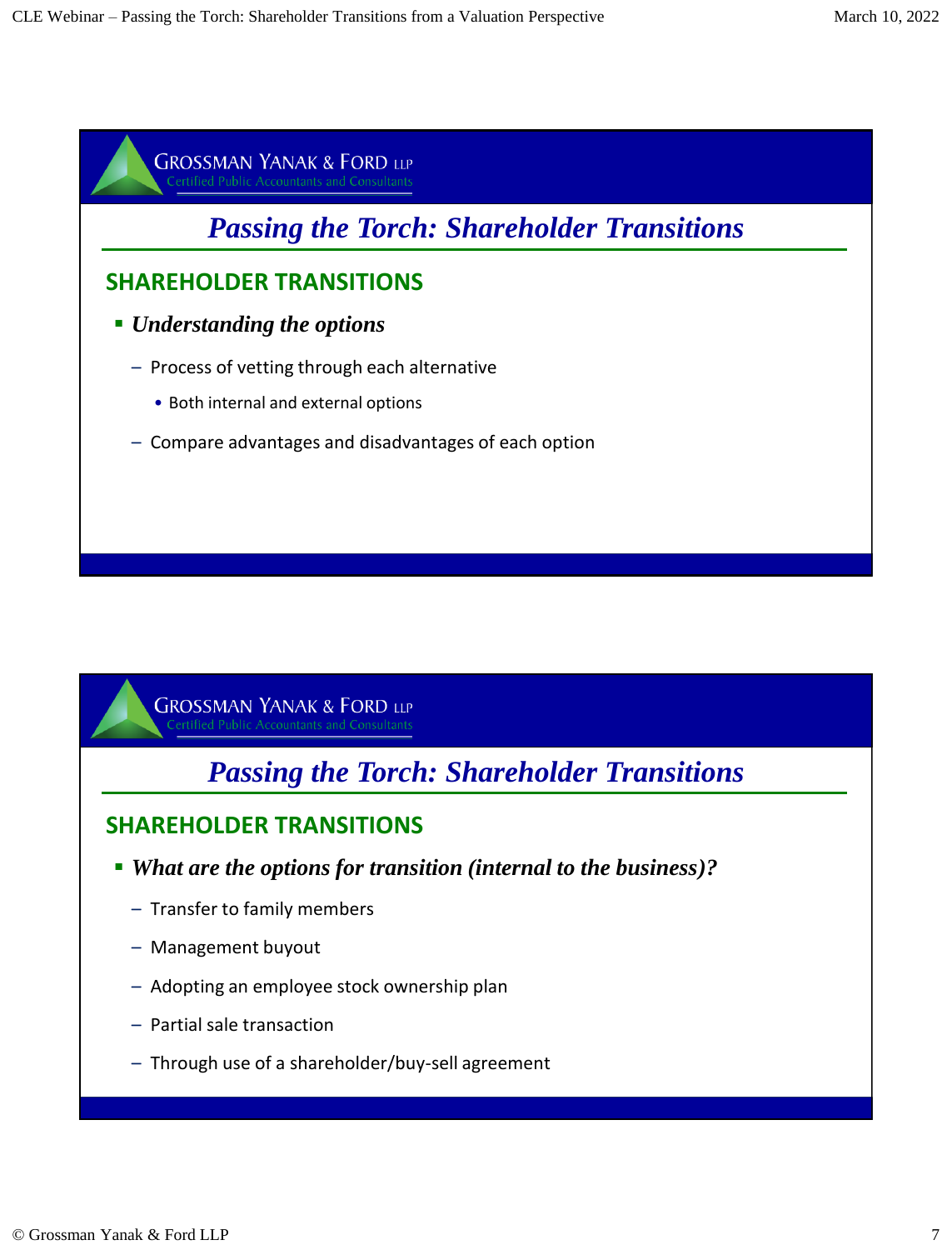## Passing the Torch: Shareholder Transitions

### SHAREHOLDER TRANSITIONS

- ***Understanding the options***
  - Process of vetting through each alternative
    - Both internal and external options
  - Compare advantages and disadvantages of each option

## Passing the Torch: Shareholder Transitions

### SHAREHOLDER TRANSITIONS

- ***What are the options for transition (internal to the business)?***
  - Transfer to family members
  - Management buyout
  - Adopting an employee stock ownership plan
  - Partial sale transaction
  - Through use of a shareholder/buy-sell agreement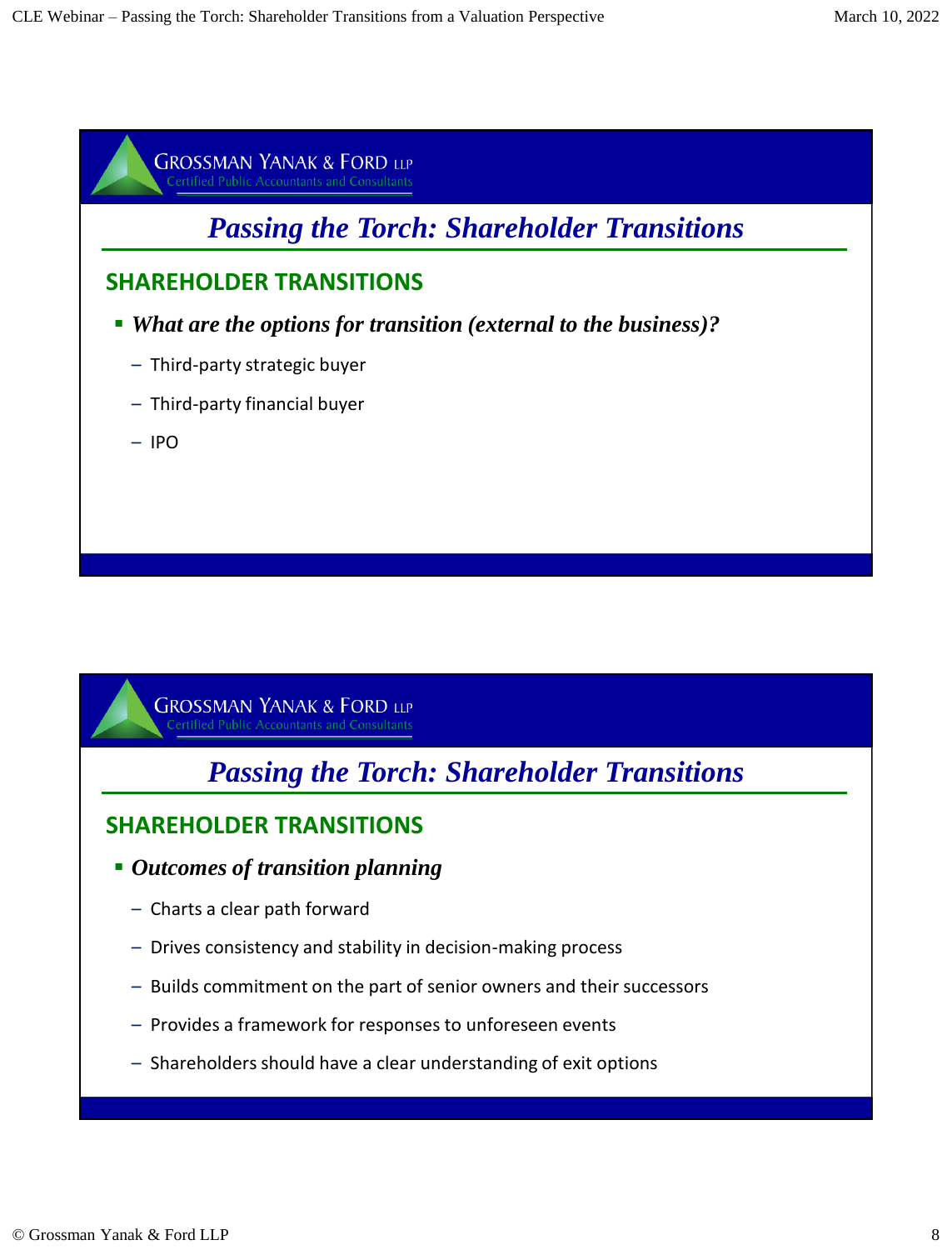## Passing the Torch: Shareholder Transitions

### SHAREHOLDER TRANSITIONS

- ***What are the options for transition (external to the business)?***
  - Third-party strategic buyer
  - Third-party financial buyer
  - IPO

## Passing the Torch: Shareholder Transitions

### SHAREHOLDER TRANSITIONS

- ***Outcomes of transition planning***
  - Charts a clear path forward
  - Drives consistency and stability in decision-making process
  - Builds commitment on the part of senior owners and their successors
  - Provides a framework for responses to unforeseen events
  - Shareholders should have a clear understanding of exit options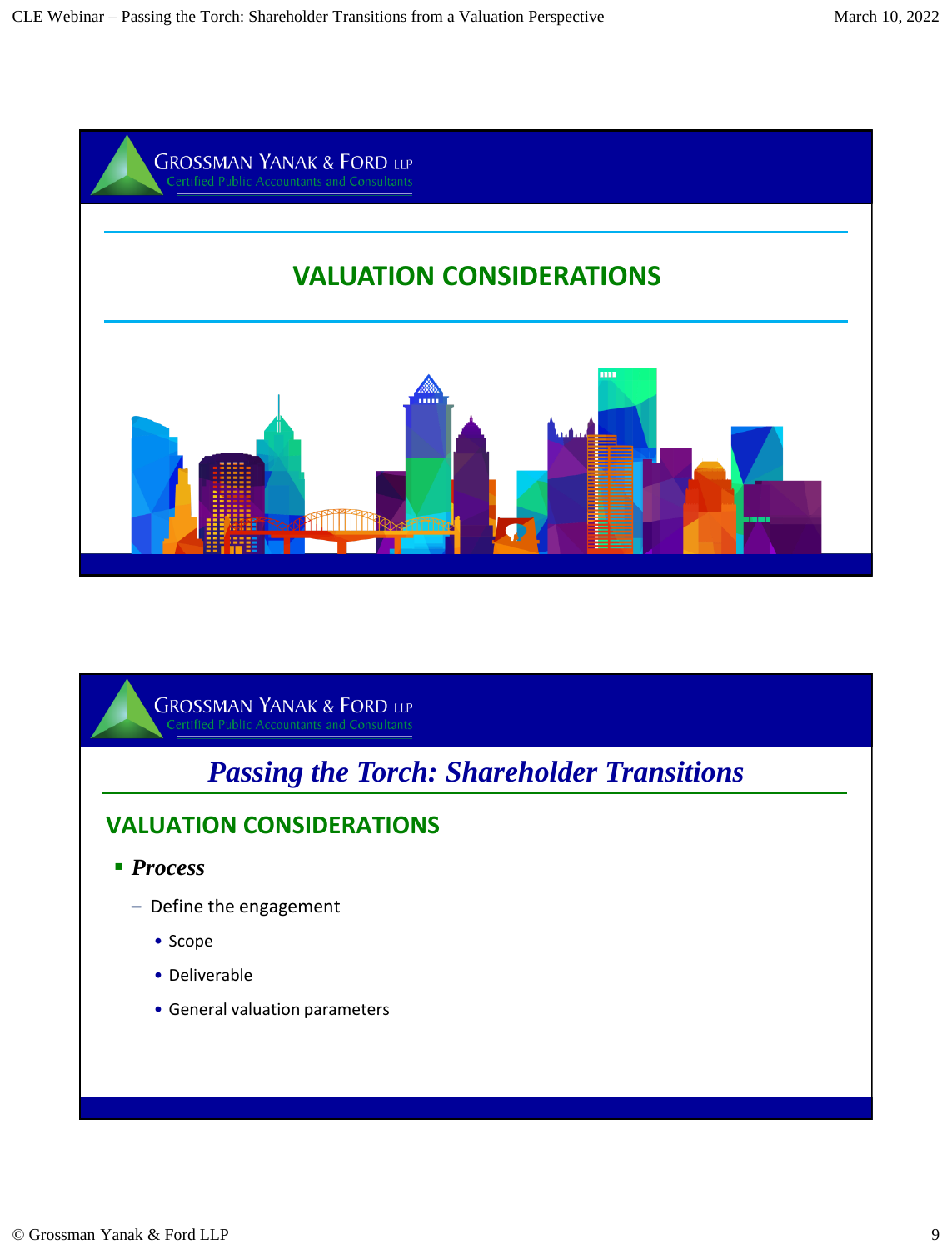GROSSMAN YANAK & FORD LLP
Certified Public Accountants and Consultants

# VALUATION CONSIDERATIONS

GROSSMAN YANAK & FORD LLP
Certified Public Accountants and Consultants

## *Passing the Torch: Shareholder Transitions*

### VALUATION CONSIDERATIONS

- ***Process***
  - Define the engagement
    - Scope
    - Deliverable
    - General valuation parameters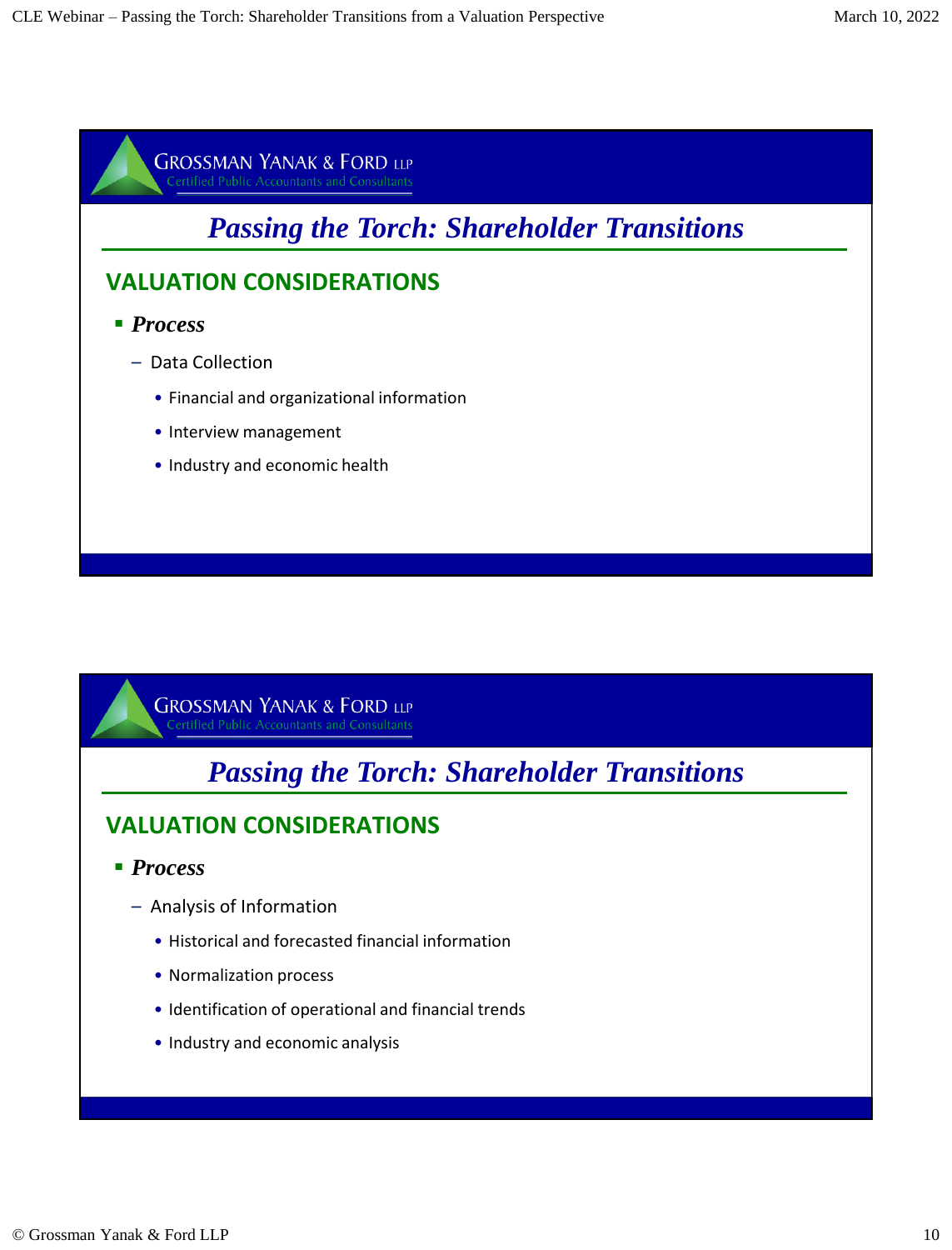## Passing the Torch: Shareholder Transitions

### VALUATION CONSIDERATIONS

- ***Process***
  - Data Collection
    - Financial and organizational information
    - Interview management
    - Industry and economic health

## Passing the Torch: Shareholder Transitions

### VALUATION CONSIDERATIONS

- ***Process***
  - Analysis of Information
    - Historical and forecasted financial information
    - Normalization process
    - Identification of operational and financial trends
    - Industry and economic analysis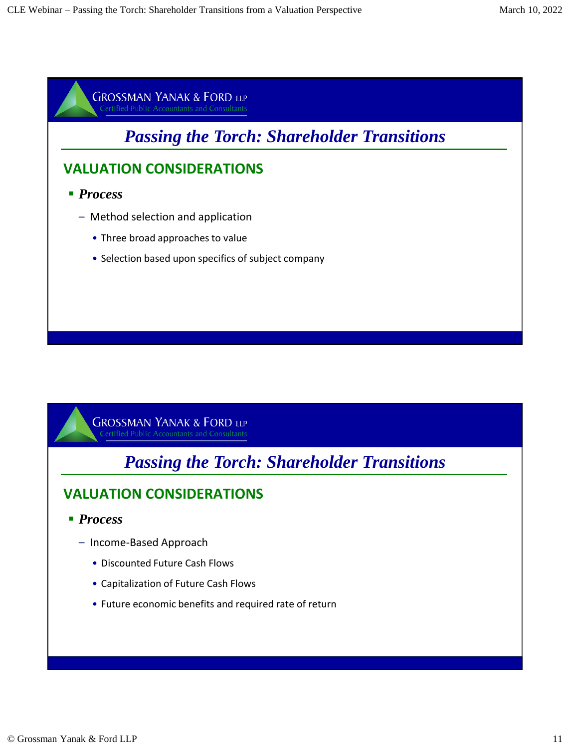## Passing the Torch: Shareholder Transitions

### VALUATION CONSIDERATIONS

- ***Process***
  - Method selection and application
    - Three broad approaches to value
    - Selection based upon specifics of subject company

## Passing the Torch: Shareholder Transitions

### VALUATION CONSIDERATIONS

- ***Process***
  - Income-Based Approach
    - Discounted Future Cash Flows
    - Capitalization of Future Cash Flows
    - Future economic benefits and required rate of return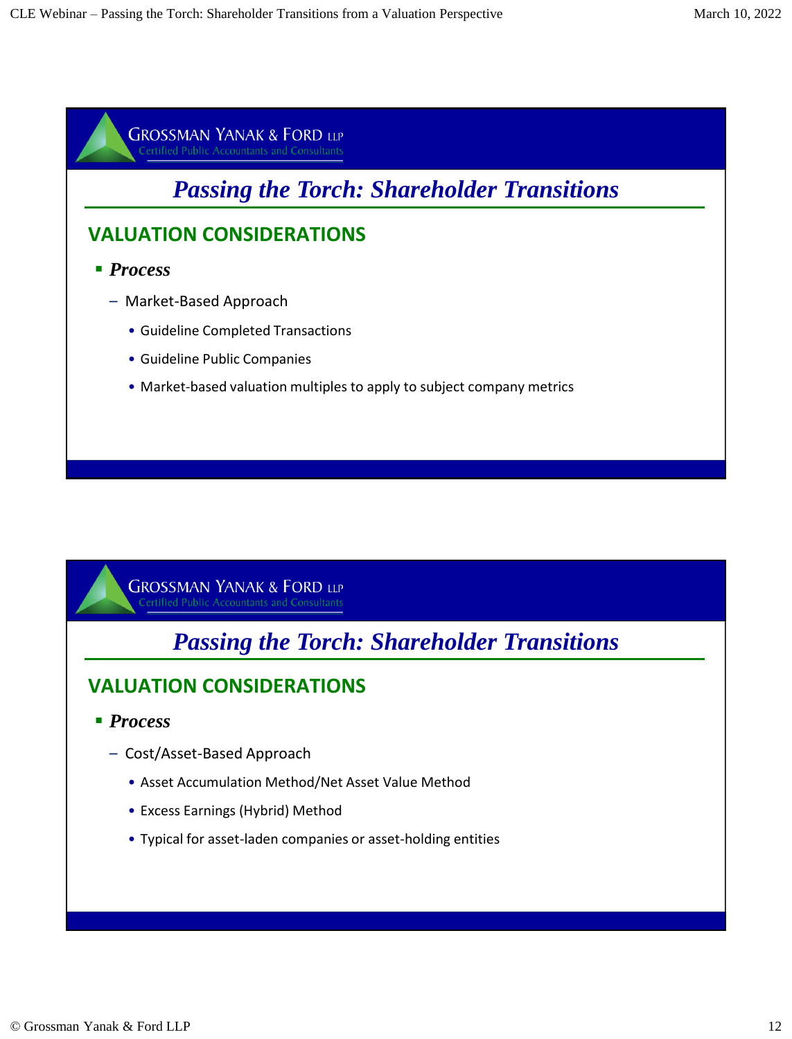GROSSMAN YANAK & FORD LLP
Certified Public Accountants and Consultants

## *Passing the Torch: Shareholder Transitions*

### VALUATION CONSIDERATIONS

- ***Process***
  - Market-Based Approach
    - Guideline Completed Transactions
    - Guideline Public Companies
    - Market-based valuation multiples to apply to subject company metrics

GROSSMAN YANAK & FORD LLP
Certified Public Accountants and Consultants

## *Passing the Torch: Shareholder Transitions*

### VALUATION CONSIDERATIONS

- ***Process***
  - Cost/Asset-Based Approach
    - Asset Accumulation Method/Net Asset Value Method
    - Excess Earnings (Hybrid) Method
    - Typical for asset-laden companies or asset-holding entities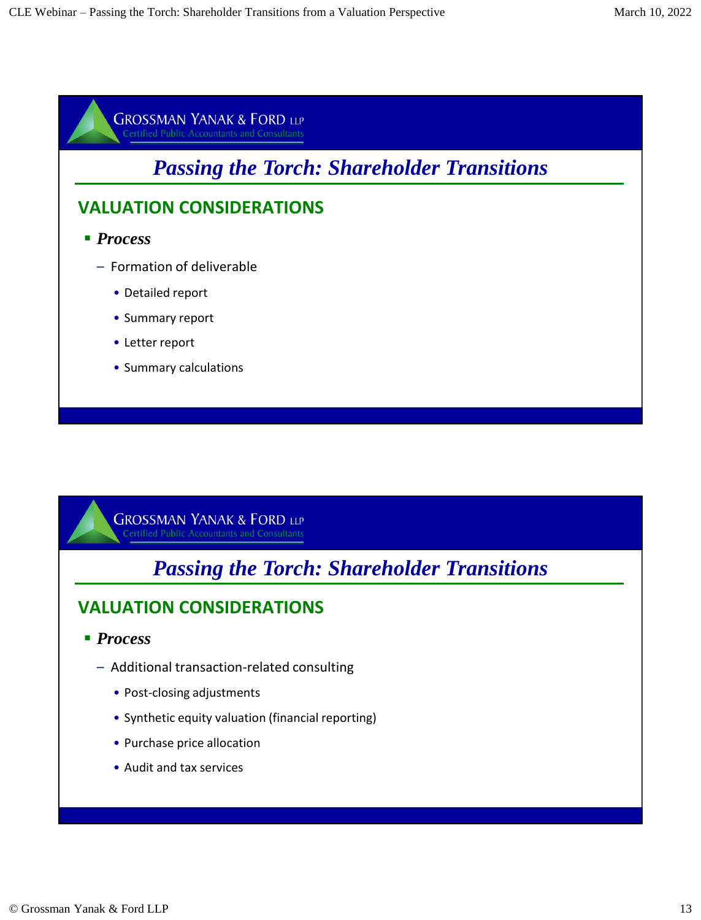GROSSMAN YANAK & FORD LLP
Certified Public Accountants and Consultants

## *Passing the Torch: Shareholder Transitions*

### VALUATION CONSIDERATIONS

- ***Process***
  - Formation of deliverable
    - Detailed report
    - Summary report
    - Letter report
    - Summary calculations

GROSSMAN YANAK & FORD LLP
Certified Public Accountants and Consultants

## *Passing the Torch: Shareholder Transitions*

### VALUATION CONSIDERATIONS

- ***Process***
  - Additional transaction-related consulting
    - Post-closing adjustments
    - Synthetic equity valuation (financial reporting)
    - Purchase price allocation
    - Audit and tax services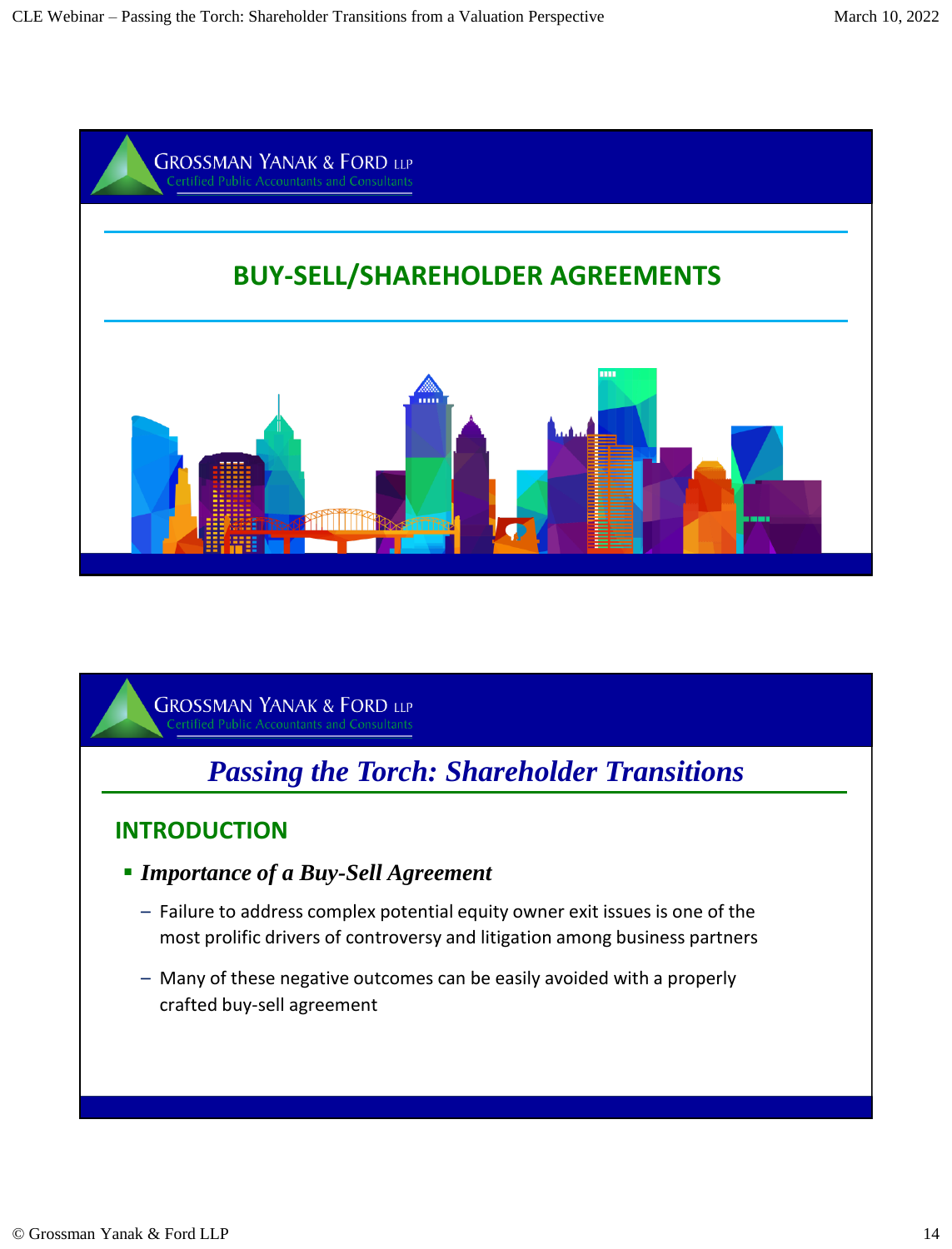GROSSMAN YANAK & FORD LLP
Certified Public Accountants and Consultants

# BUY-SELL/SHAREHOLDER AGREEMENTS

GROSSMAN YANAK & FORD LLP
Certified Public Accountants and Consultants

## *Passing the Torch: Shareholder Transitions*

### INTRODUCTION

- ***Importance of a Buy-Sell Agreement***
  - Failure to address complex potential equity owner exit issues is one of the most prolific drivers of controversy and litigation among business partners
  - Many of these negative outcomes can be easily avoided with a properly crafted buy-sell agreement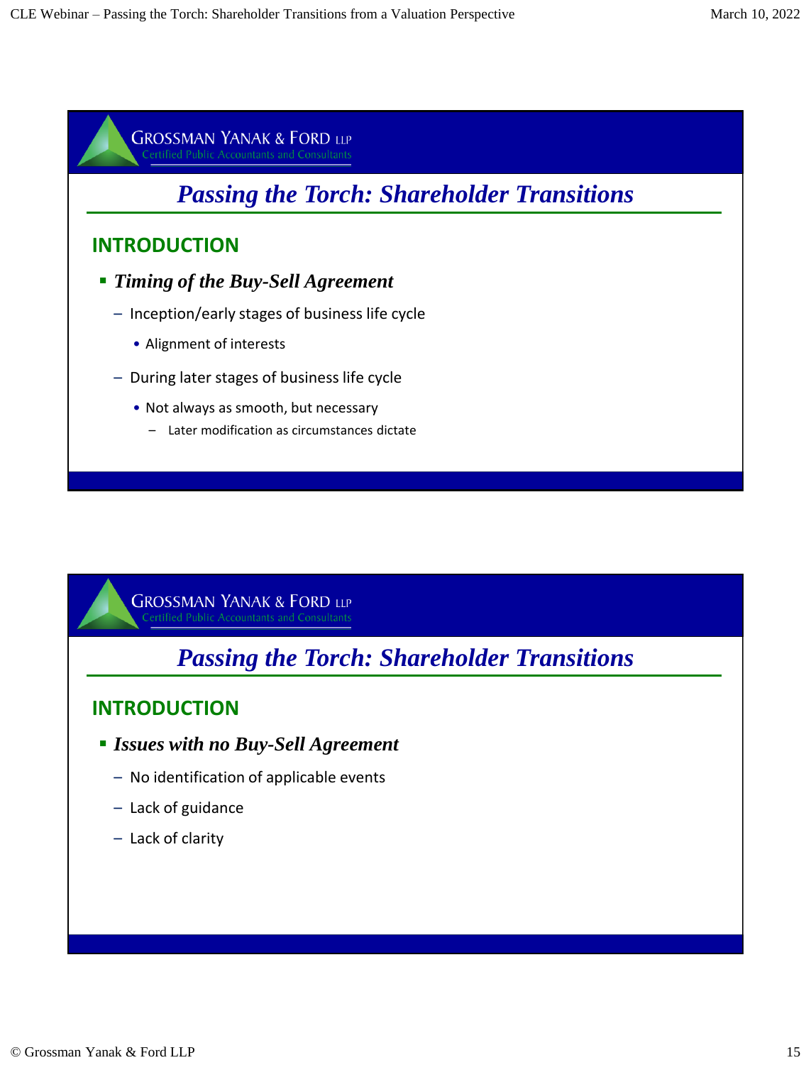## Passing the Torch: Shareholder Transitions

### INTRODUCTION

- ***Timing of the Buy-Sell Agreement***
  - Inception/early stages of business life cycle
    - Alignment of interests
  - During later stages of business life cycle
    - Not always as smooth, but necessary
      - Later modification as circumstances dictate

## Passing the Torch: Shareholder Transitions

### INTRODUCTION

- ***Issues with no Buy-Sell Agreement***
  - No identification of applicable events
  - Lack of guidance
  - Lack of clarity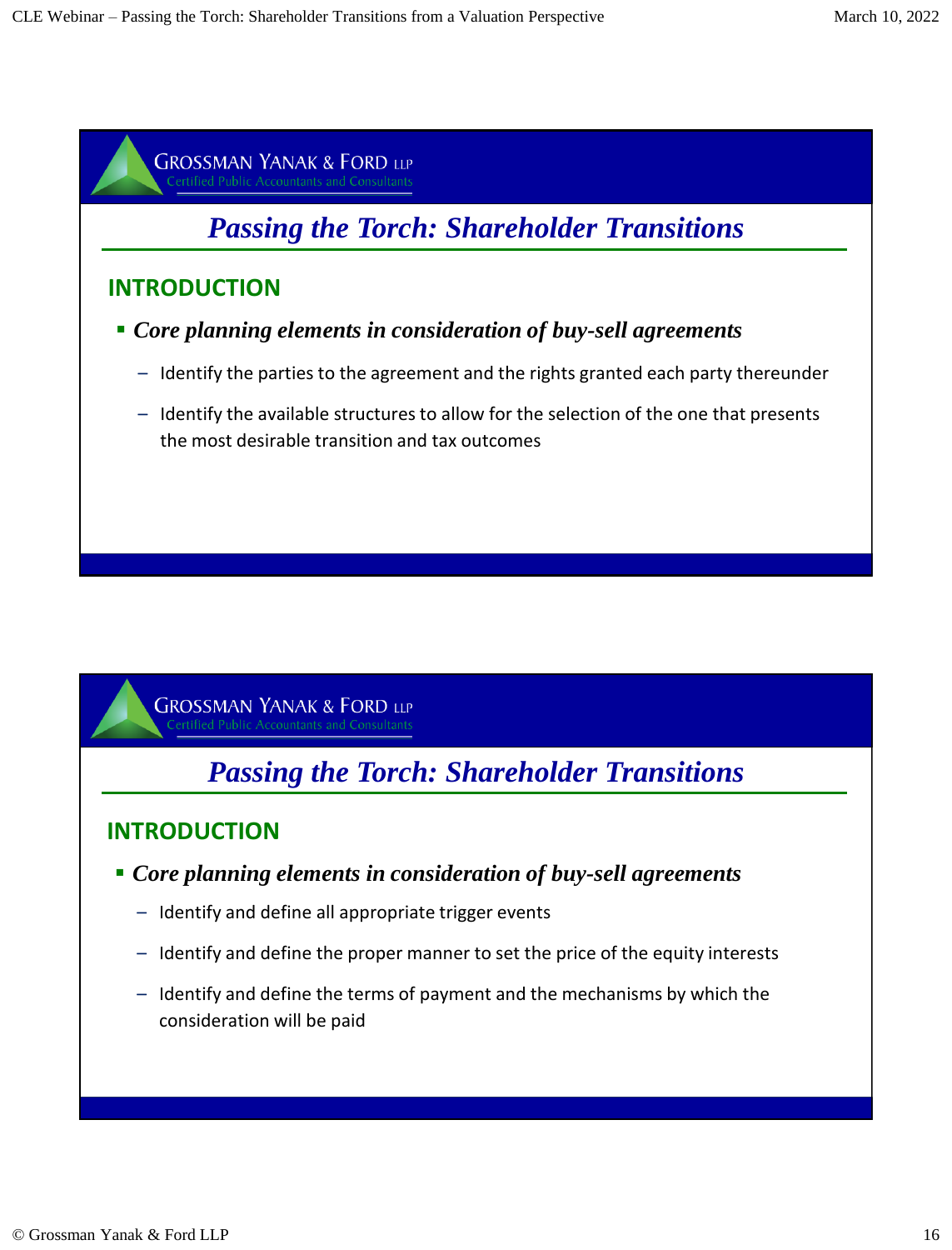## Passing the Torch: Shareholder Transitions

### INTRODUCTION

- ***Core planning elements in consideration of buy-sell agreements***
  - Identify the parties to the agreement and the rights granted each party thereunder
  - Identify the available structures to allow for the selection of the one that presents the most desirable transition and tax outcomes

## Passing the Torch: Shareholder Transitions

### INTRODUCTION

- ***Core planning elements in consideration of buy-sell agreements***
  - Identify and define all appropriate trigger events
  - Identify and define the proper manner to set the price of the equity interests
  - Identify and define the terms of payment and the mechanisms by which the consideration will be paid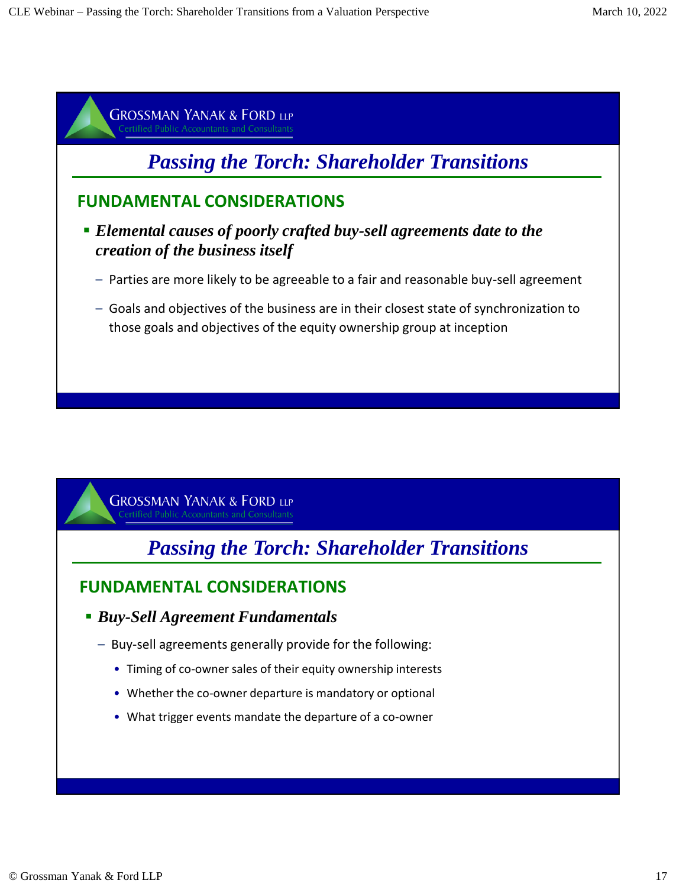## Passing the Torch: Shareholder Transitions

### FUNDAMENTAL CONSIDERATIONS

- ***Elemental causes of poorly crafted buy-sell agreements date to the creation of the business itself***
  - Parties are more likely to be agreeable to a fair and reasonable buy-sell agreement
  - Goals and objectives of the business are in their closest state of synchronization to those goals and objectives of the equity ownership group at inception

## Passing the Torch: Shareholder Transitions

### FUNDAMENTAL CONSIDERATIONS

- ***Buy-Sell Agreement Fundamentals***
  - Buy-sell agreements generally provide for the following:
    - Timing of co-owner sales of their equity ownership interests
    - Whether the co-owner departure is mandatory or optional
    - What trigger events mandate the departure of a co-owner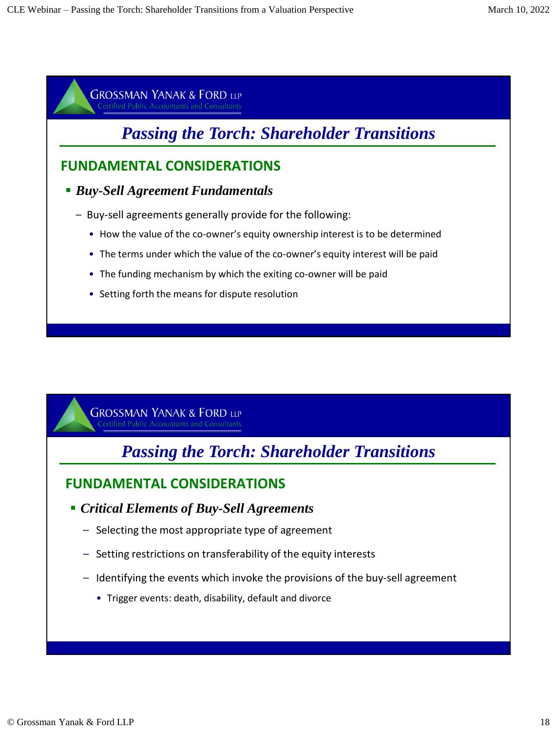## Passing the Torch: Shareholder Transitions

### FUNDAMENTAL CONSIDERATIONS

- ***Buy-Sell Agreement Fundamentals***
  - Buy-sell agreements generally provide for the following:
    - How the value of the co-owner's equity ownership interest is to be determined
    - The terms under which the value of the co-owner's equity interest will be paid
    - The funding mechanism by which the exiting co-owner will be paid
    - Setting forth the means for dispute resolution

## Passing the Torch: Shareholder Transitions

### FUNDAMENTAL CONSIDERATIONS

- ***Critical Elements of Buy-Sell Agreements***
  - Selecting the most appropriate type of agreement
  - Setting restrictions on transferability of the equity interests
  - Identifying the events which invoke the provisions of the buy-sell agreement
    - Trigger events: death, disability, default and divorce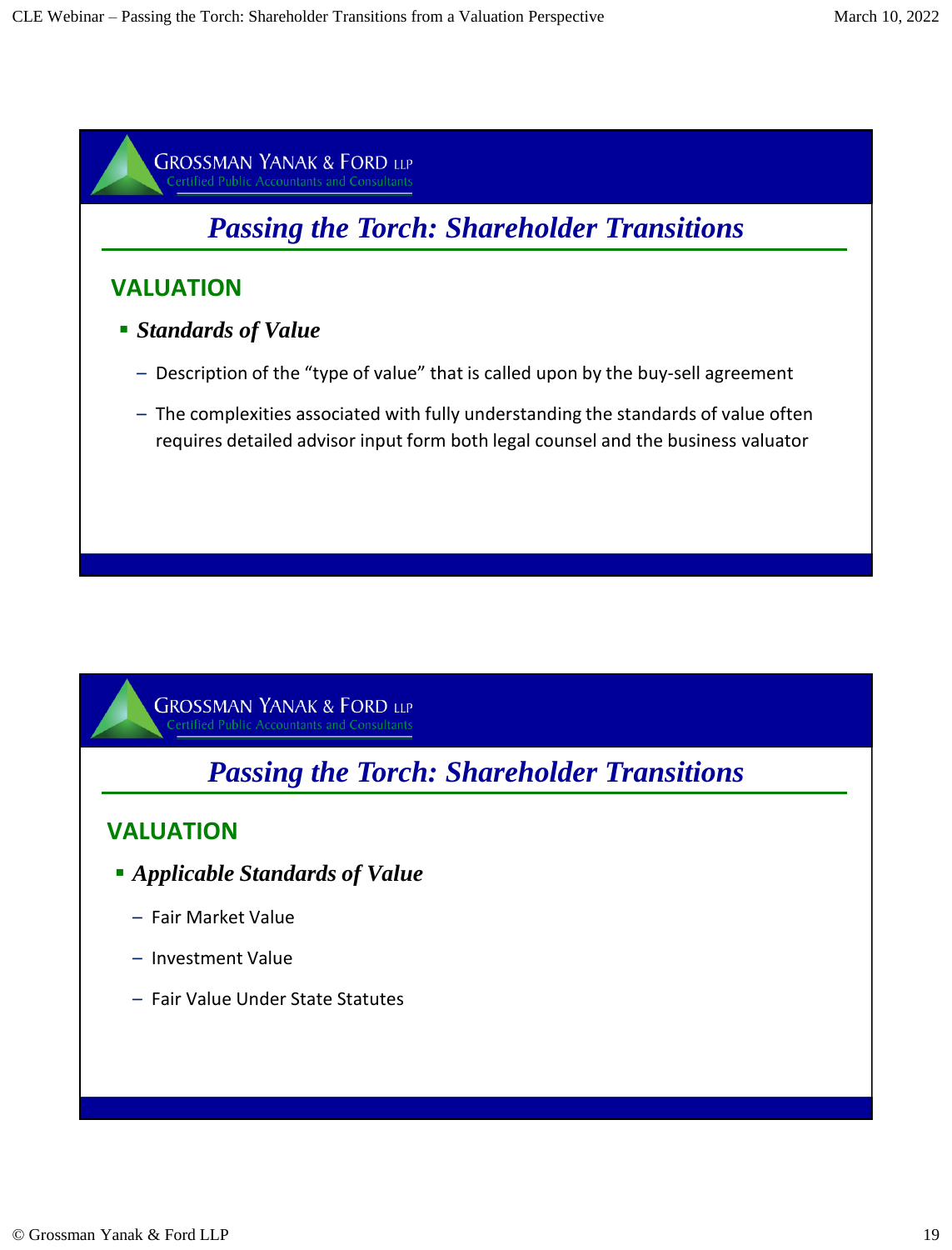## Passing the Torch: Shareholder Transitions

### VALUATION

- ***Standards of Value***
  - Description of the "type of value" that is called upon by the buy-sell agreement
  - The complexities associated with fully understanding the standards of value often requires detailed advisor input form both legal counsel and the business valuator

## Passing the Torch: Shareholder Transitions

### VALUATION

- ***Applicable Standards of Value***
  - Fair Market Value
  - Investment Value
  - Fair Value Under State Statutes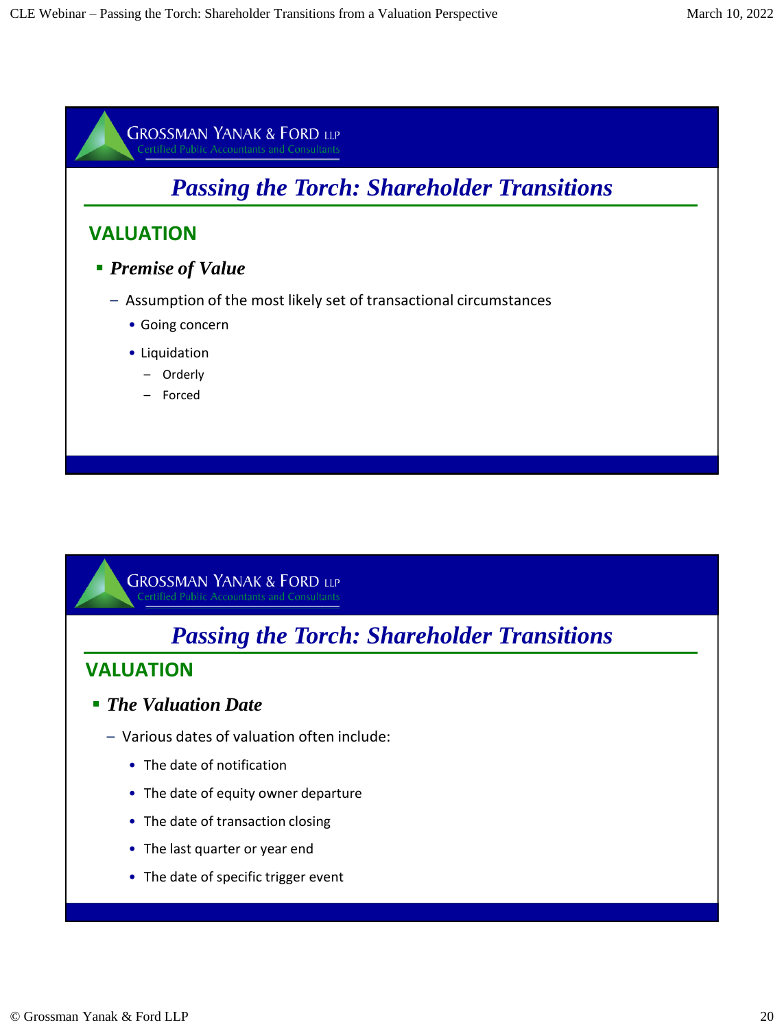## Passing the Torch: Shareholder Transitions

### VALUATION

- ***Premise of Value***
  - Assumption of the most likely set of transactional circumstances
    - Going concern
    - Liquidation
      - Orderly
      - Forced

## Passing the Torch: Shareholder Transitions

### VALUATION

- ***The Valuation Date***
  - Various dates of valuation often include:
    - The date of notification
    - The date of equity owner departure
    - The date of transaction closing
    - The last quarter or year end
    - The date of specific trigger event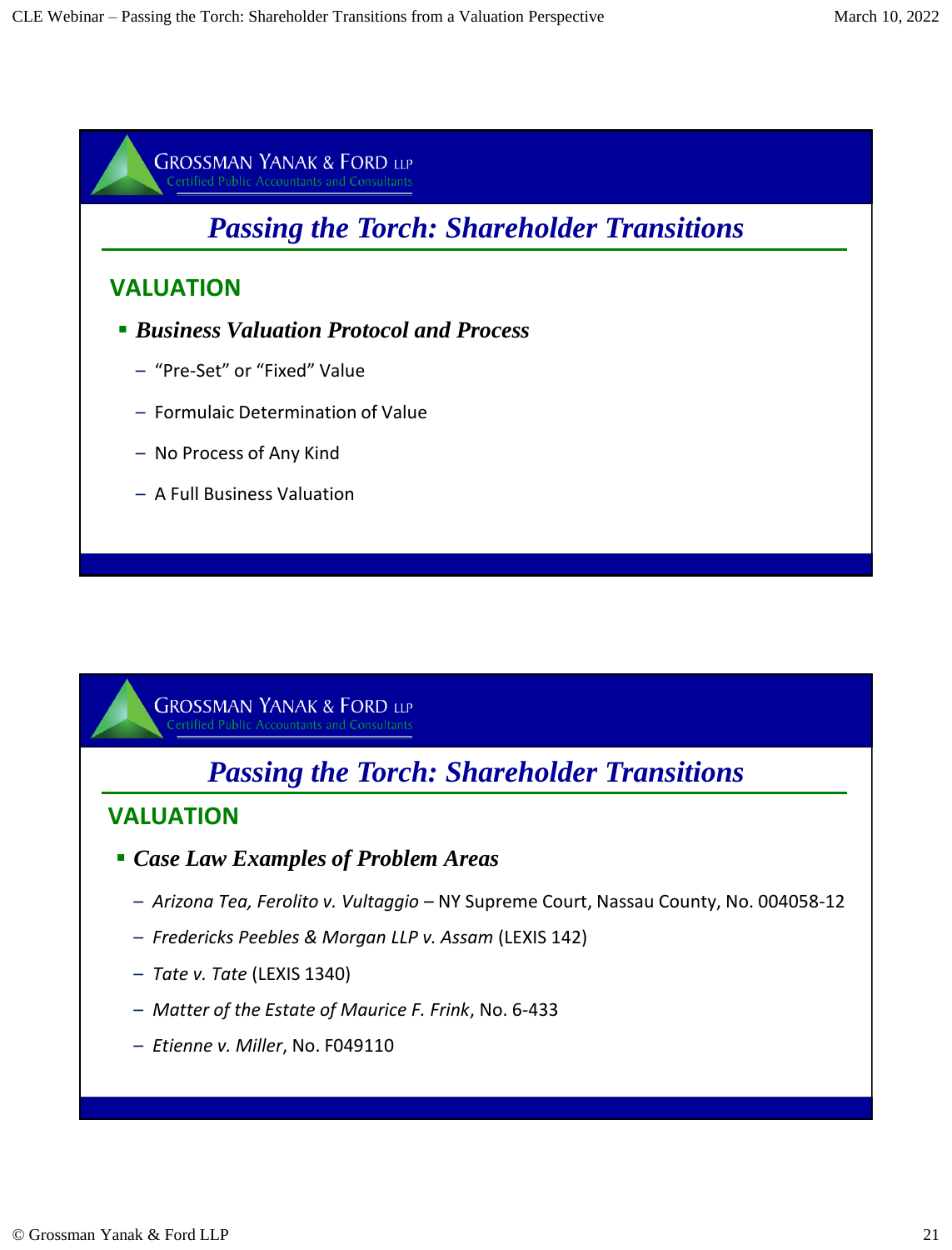GROSSMAN YANAK & FORD LLP
Certified Public Accountants and Consultants

## *Passing the Torch: Shareholder Transitions*

### VALUATION

- ***Business Valuation Protocol and Process***
  - "Pre-Set" or "Fixed" Value
  - Formulaic Determination of Value
  - No Process of Any Kind
  - A Full Business Valuation

GROSSMAN YANAK & FORD LLP
Certified Public Accountants and Consultants

## *Passing the Torch: Shareholder Transitions*

### VALUATION

- ***Case Law Examples of Problem Areas***
  - *Arizona Tea, Ferolito v. Vultaggio* – NY Supreme Court, Nassau County, No. 004058-12
  - *Fredericks Peebles & Morgan LLP v. Assam* (LEXIS 142)
  - *Tate v. Tate* (LEXIS 1340)
  - *Matter of the Estate of Maurice F. Frink*, No. 6-433
  - *Etienne v. Miller*, No. F049110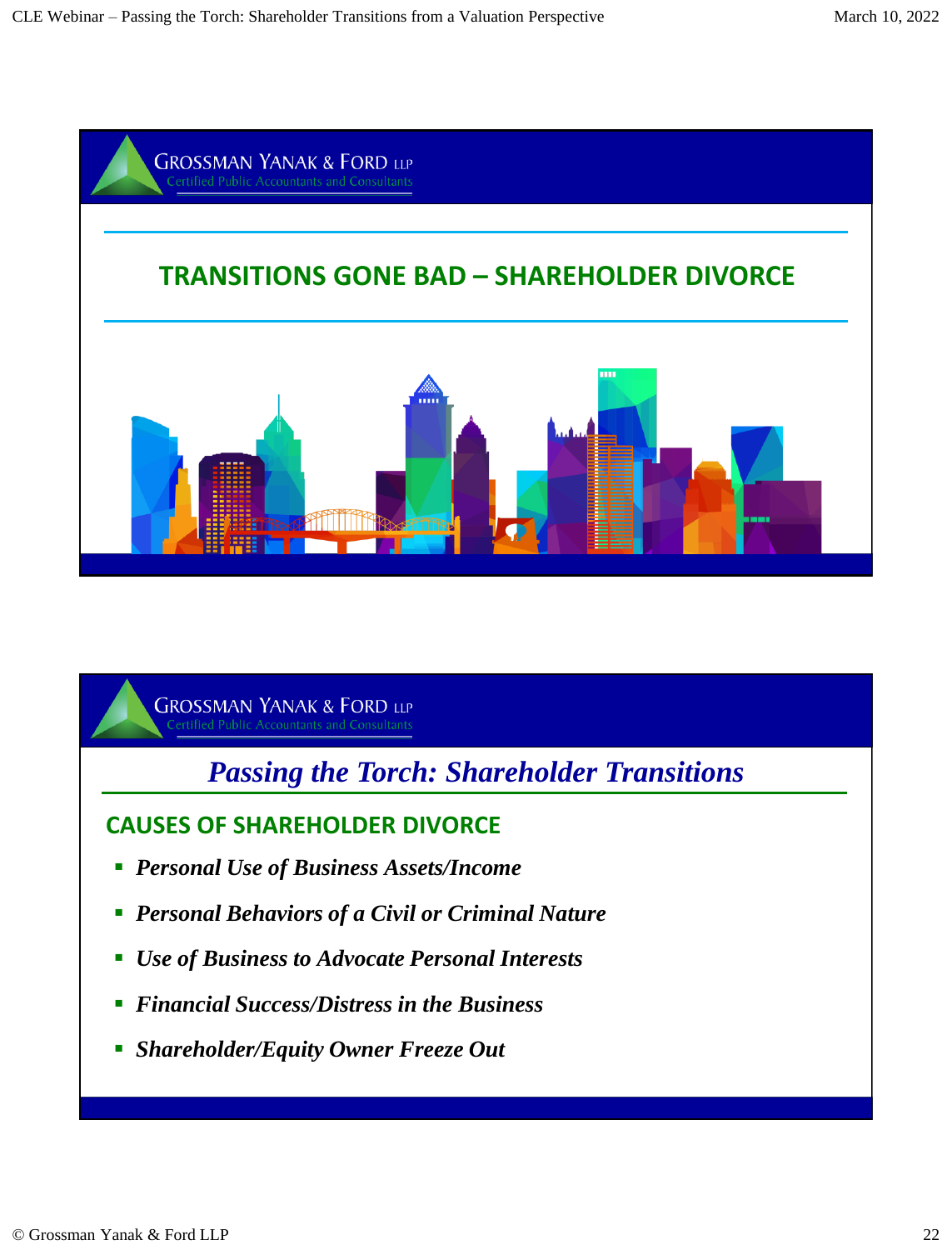# TRANSITIONS GONE BAD – SHAREHOLDER DIVORCE

## *Passing the Torch: Shareholder Transitions*

### CAUSES OF SHAREHOLDER DIVORCE

- ***Personal Use of Business Assets/Income***
- ***Personal Behaviors of a Civil or Criminal Nature***
- ***Use of Business to Advocate Personal Interests***
- ***Financial Success/Distress in the Business***
- ***Shareholder/Equity Owner Freeze Out***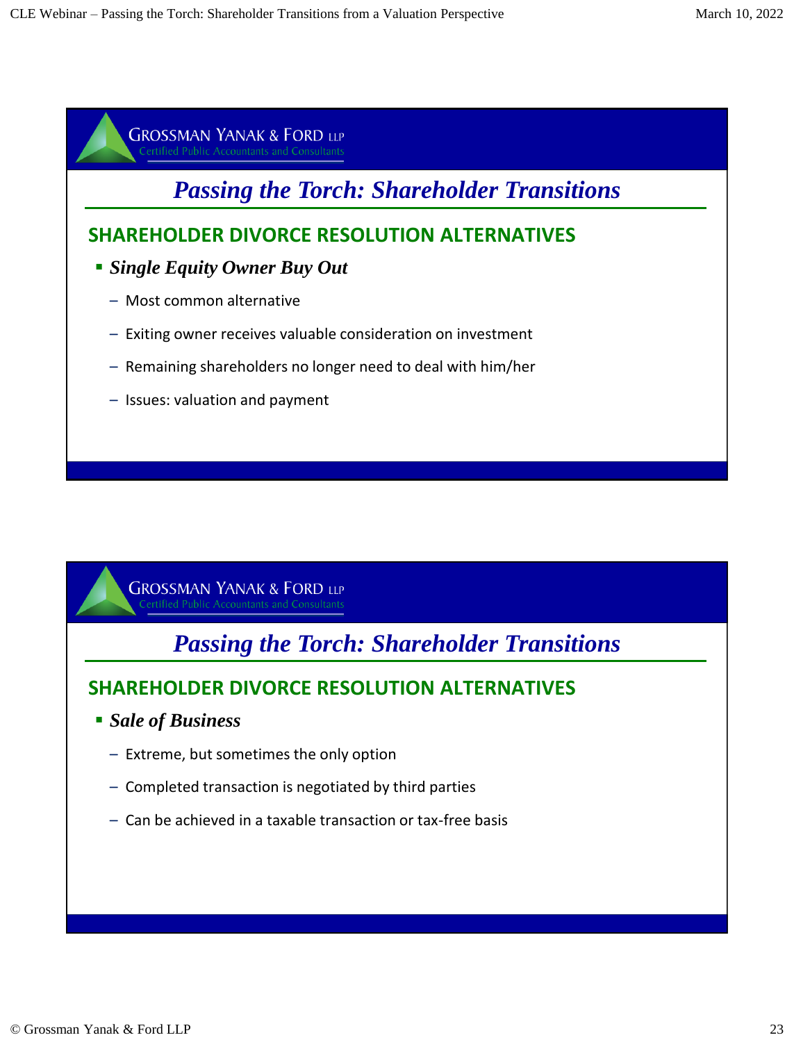## Passing the Torch: Shareholder Transitions

### SHAREHOLDER DIVORCE RESOLUTION ALTERNATIVES

- ***Single Equity Owner Buy Out***
  - Most common alternative
  - Exiting owner receives valuable consideration on investment
  - Remaining shareholders no longer need to deal with him/her
  - Issues: valuation and payment

## Passing the Torch: Shareholder Transitions

### SHAREHOLDER DIVORCE RESOLUTION ALTERNATIVES

- ***Sale of Business***
  - Extreme, but sometimes the only option
  - Completed transaction is negotiated by third parties
  - Can be achieved in a taxable transaction or tax-free basis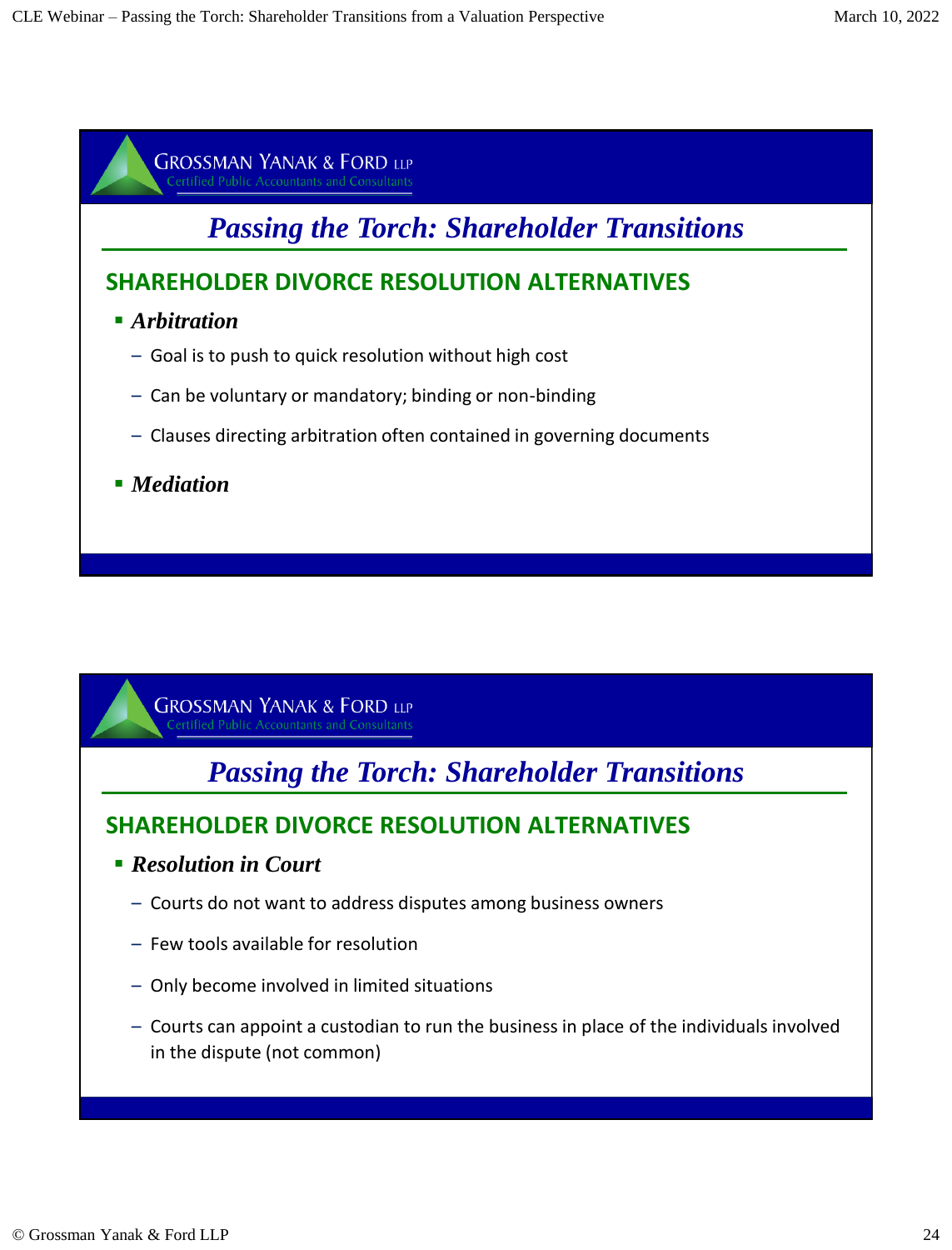## Passing the Torch: Shareholder Transitions

### SHAREHOLDER DIVORCE RESOLUTION ALTERNATIVES

- ***Arbitration***
  - Goal is to push to quick resolution without high cost
  - Can be voluntary or mandatory; binding or non-binding
  - Clauses directing arbitration often contained in governing documents
- ***Mediation***

## Passing the Torch: Shareholder Transitions

### SHAREHOLDER DIVORCE RESOLUTION ALTERNATIVES

- ***Resolution in Court***
  - Courts do not want to address disputes among business owners
  - Few tools available for resolution
  - Only become involved in limited situations
  - Courts can appoint a custodian to run the business in place of the individuals involved in the dispute (not common)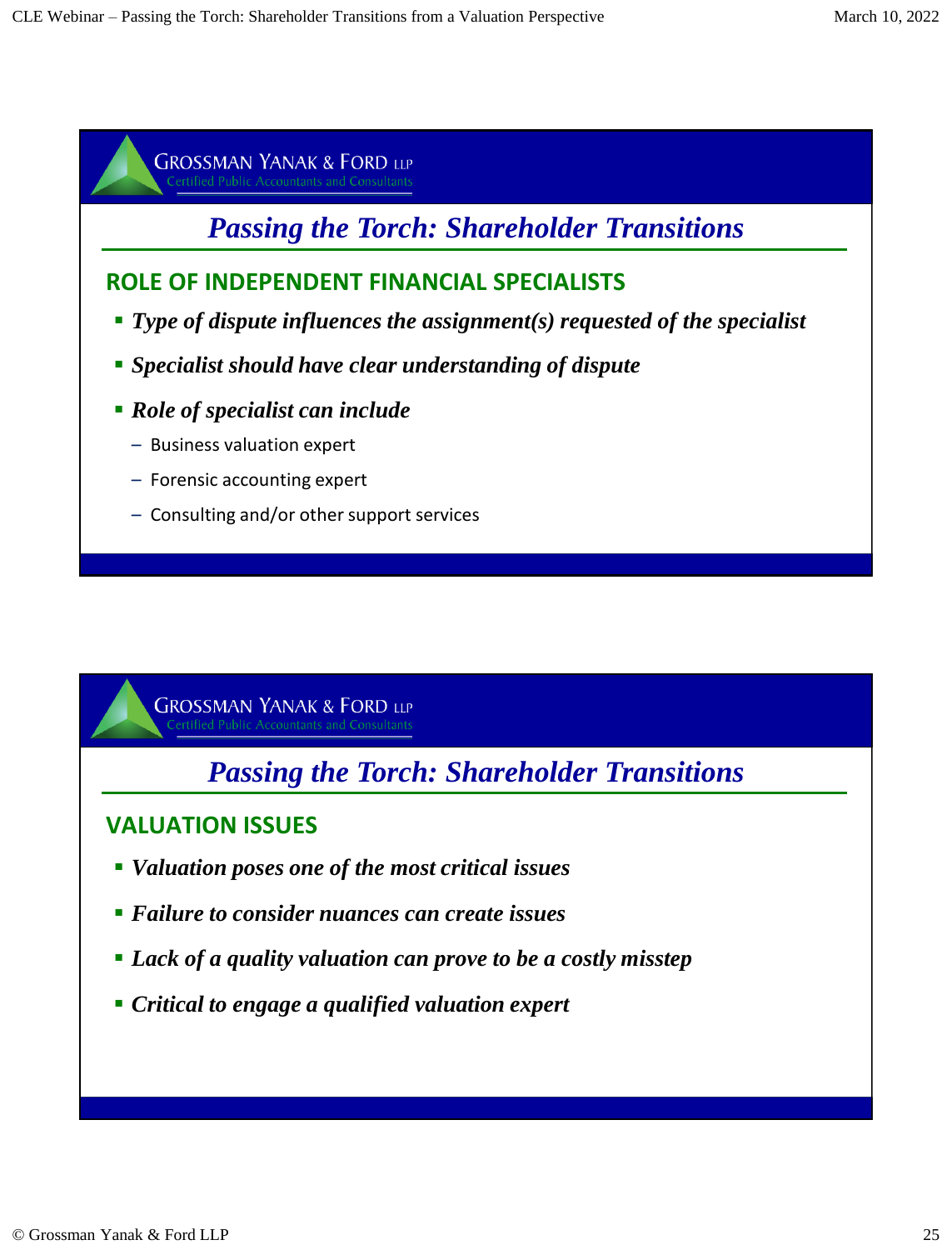Grossman Yanak & Ford LLP
Certified Public Accountants and Consultants

## Passing the Torch: Shareholder Transitions

### ROLE OF INDEPENDENT FINANCIAL SPECIALISTS

- ***Type of dispute influences the assignment(s) requested of the specialist***
- ***Specialist should have clear understanding of dispute***
- ***Role of specialist can include***
  - Business valuation expert
  - Forensic accounting expert
  - Consulting and/or other support services

Grossman Yanak & Ford LLP
Certified Public Accountants and Consultants

## Passing the Torch: Shareholder Transitions

### VALUATION ISSUES

- ***Valuation poses one of the most critical issues***
- ***Failure to consider nuances can create issues***
- ***Lack of a quality valuation can prove to be a costly misstep***
- ***Critical to engage a qualified valuation expert***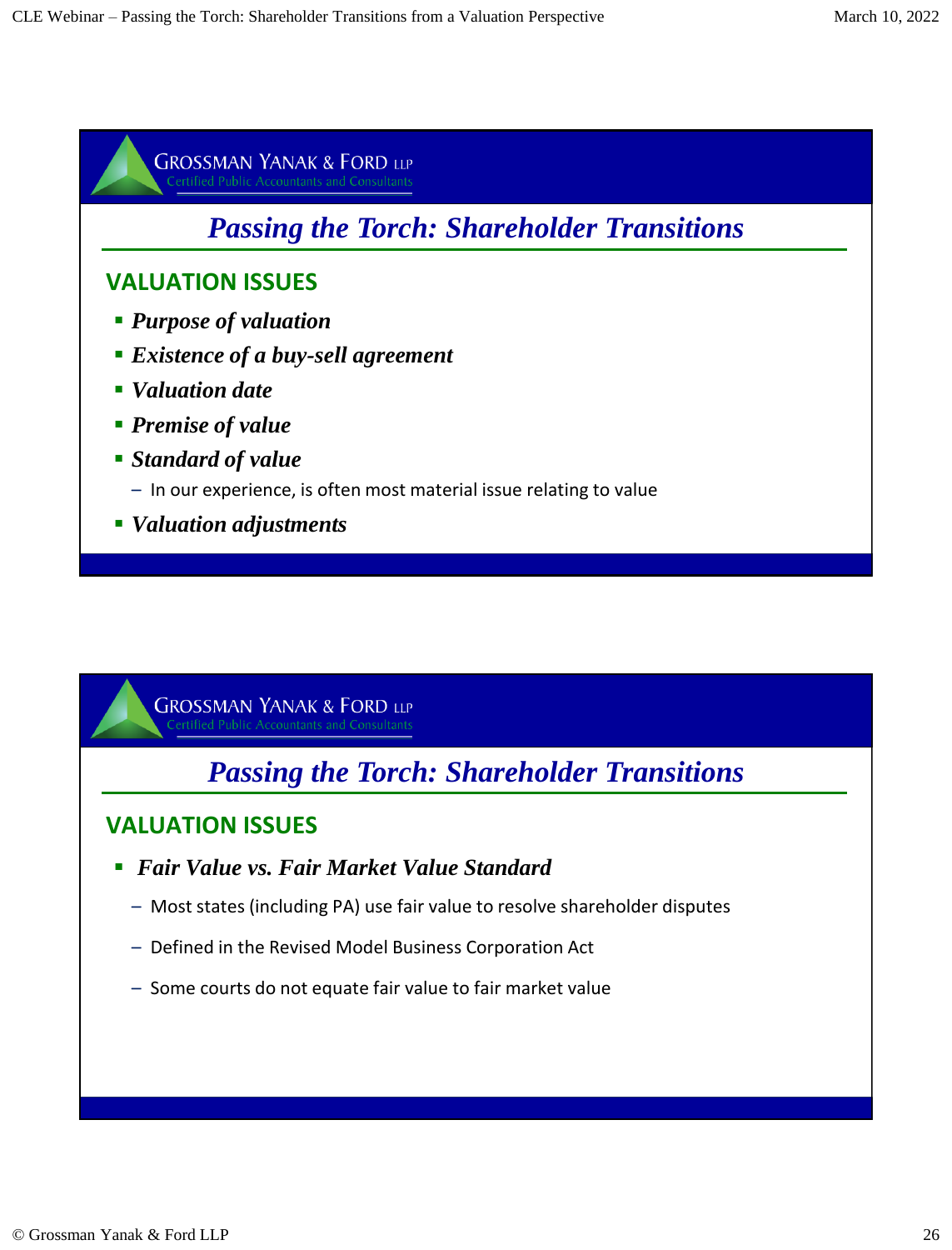## Passing the Torch: Shareholder Transitions

### VALUATION ISSUES

- ***Purpose of valuation***
- ***Existence of a buy-sell agreement***
- ***Valuation date***
- ***Premise of value***
- ***Standard of value***
  - In our experience, is often most material issue relating to value
- ***Valuation adjustments***

## Passing the Torch: Shareholder Transitions

### VALUATION ISSUES

- ***Fair Value vs. Fair Market Value Standard***
  - Most states (including PA) use fair value to resolve shareholder disputes
  - Defined in the Revised Model Business Corporation Act
  - Some courts do not equate fair value to fair market value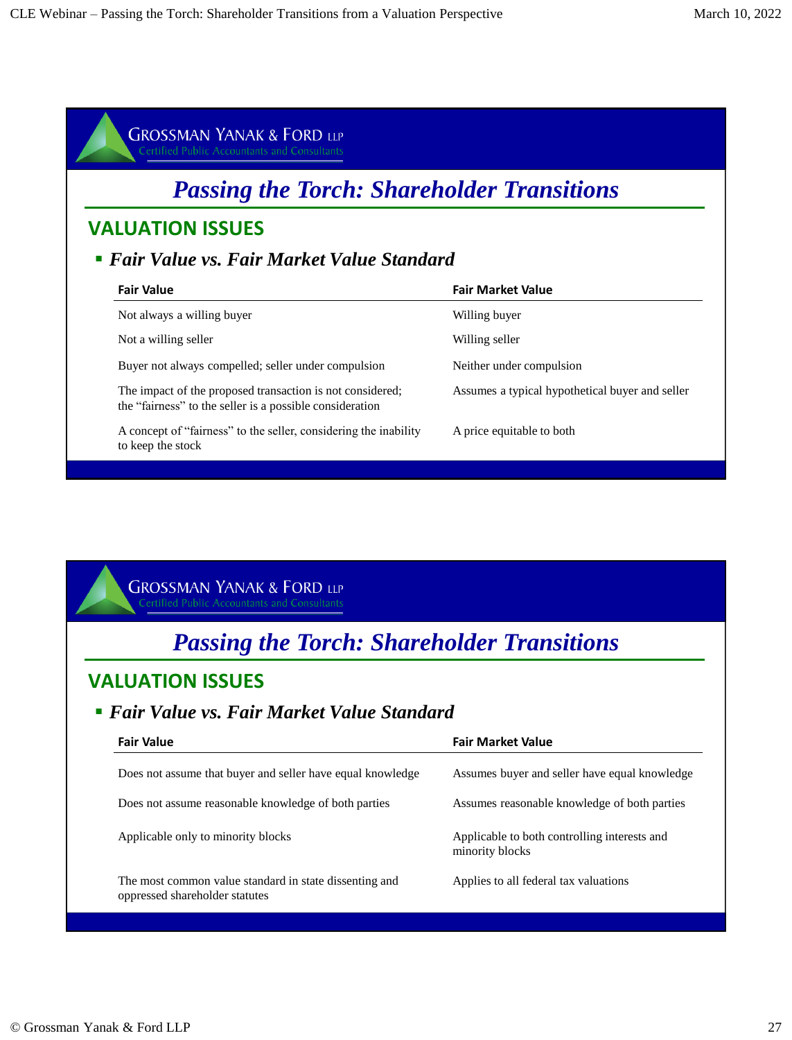GROSSMAN YANAK & FORD LLP
Certified Public Accountants and Consultants

# Passing the Torch: Shareholder Transitions

## VALUATION ISSUES

- ***Fair Value vs. Fair Market Value Standard***

| Fair Value | Fair Market Value |
|---|---|
| Not always a willing buyer | Willing buyer |
| Not a willing seller | Willing seller |
| Buyer not always compelled; seller under compulsion | Neither under compulsion |
| The impact of the proposed transaction is not considered; the "fairness" to the seller is a possible consideration | Assumes a typical hypothetical buyer and seller |
| A concept of "fairness" to the seller, considering the inability to keep the stock | A price equitable to both |

GROSSMAN YANAK & FORD LLP
Certified Public Accountants and Consultants

# Passing the Torch: Shareholder Transitions

## VALUATION ISSUES

- ***Fair Value vs. Fair Market Value Standard***

| Fair Value | Fair Market Value |
|---|---|
| Does not assume that buyer and seller have equal knowledge | Assumes buyer and seller have equal knowledge |
| Does not assume reasonable knowledge of both parties | Assumes reasonable knowledge of both parties |
| Applicable only to minority blocks | Applicable to both controlling interests and minority blocks |
| The most common value standard in state dissenting and oppressed shareholder statutes | Applies to all federal tax valuations |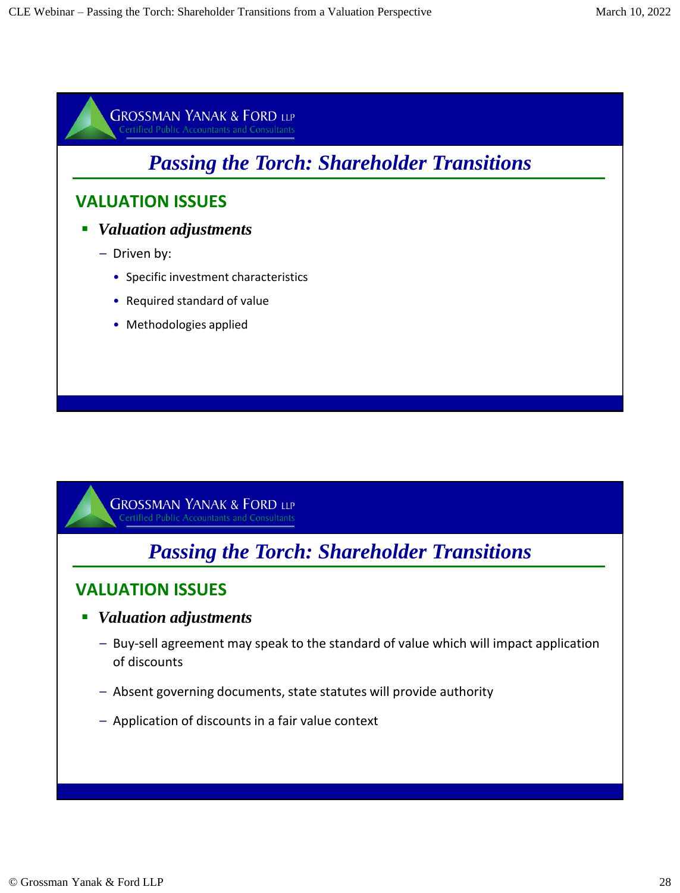## Passing the Torch: Shareholder Transitions

### VALUATION ISSUES

- ***Valuation adjustments***
  - Driven by:
    - Specific investment characteristics
    - Required standard of value
    - Methodologies applied

## Passing the Torch: Shareholder Transitions

### VALUATION ISSUES

- ***Valuation adjustments***
  - Buy-sell agreement may speak to the standard of value which will impact application of discounts
  - Absent governing documents, state statutes will provide authority
  - Application of discounts in a fair value context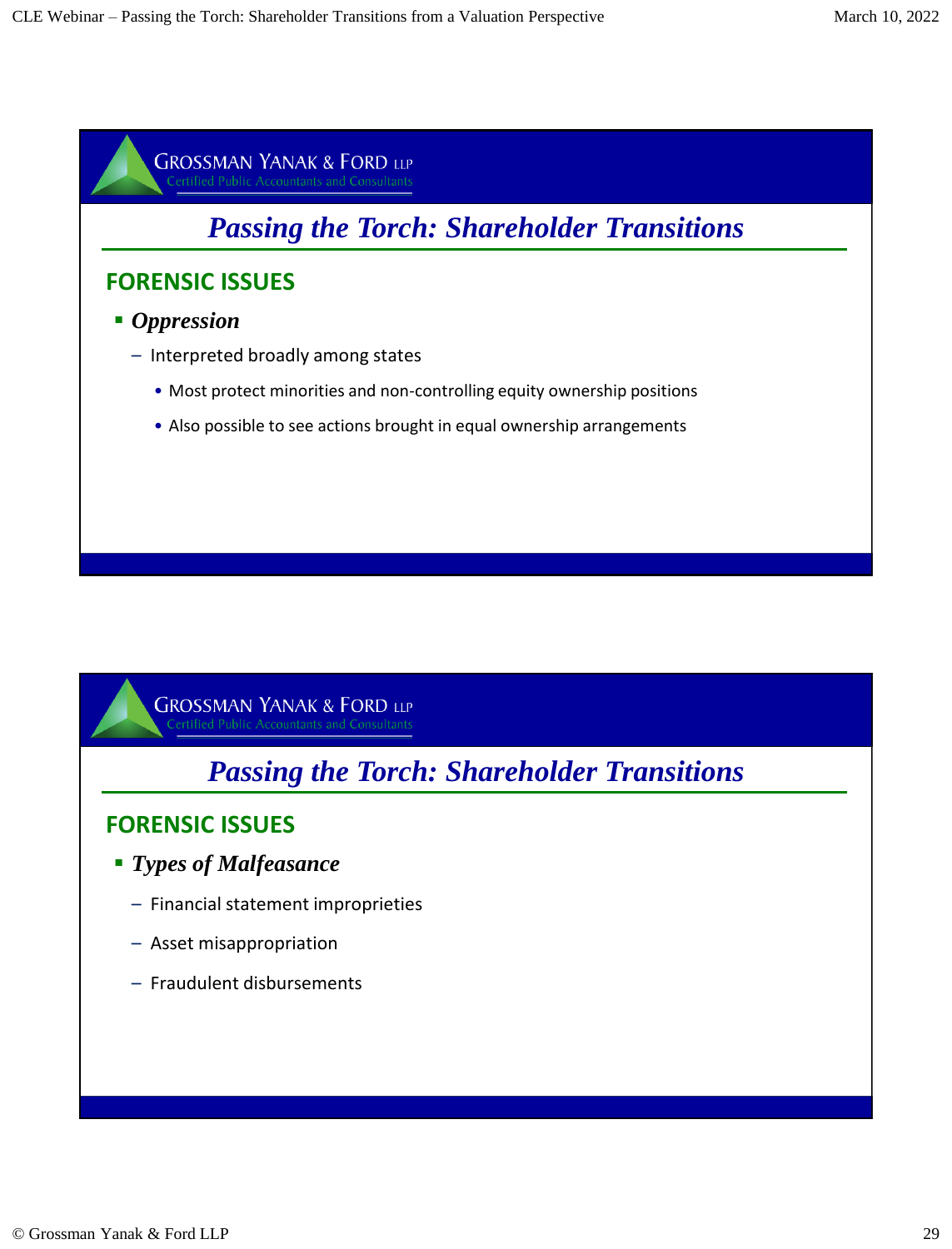## Passing the Torch: Shareholder Transitions

### FORENSIC ISSUES

- ***Oppression***
  - Interpreted broadly among states
    - Most protect minorities and non-controlling equity ownership positions
    - Also possible to see actions brought in equal ownership arrangements

## Passing the Torch: Shareholder Transitions

### FORENSIC ISSUES

- ***Types of Malfeasance***
  - Financial statement improprieties
  - Asset misappropriation
  - Fraudulent disbursements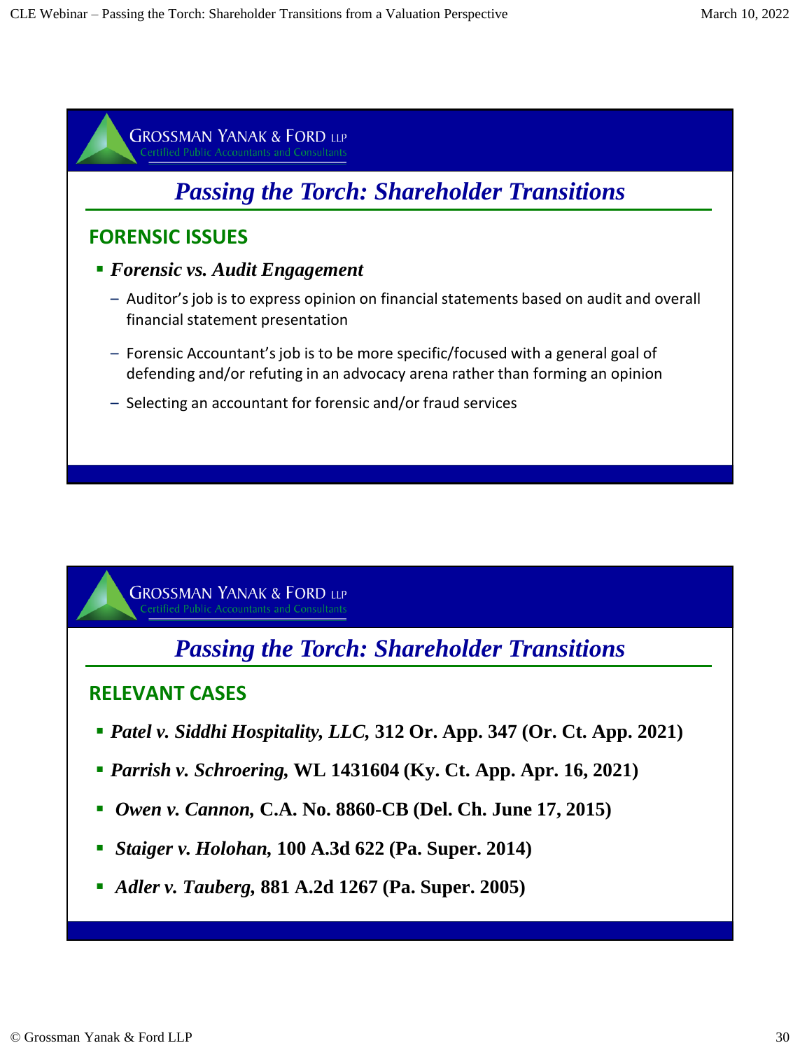## Passing the Torch: Shareholder Transitions

### FORENSIC ISSUES

- ***Forensic vs. Audit Engagement***
  - Auditor's job is to express opinion on financial statements based on audit and overall financial statement presentation
  - Forensic Accountant's job is to be more specific/focused with a general goal of defending and/or refuting in an advocacy arena rather than forming an opinion
  - Selecting an accountant for forensic and/or fraud services

## Passing the Torch: Shareholder Transitions

### RELEVANT CASES

- ***Patel v. Siddhi Hospitality, LLC,*** **312 Or. App. 347 (Or. Ct. App. 2021)**
- ***Parrish v. Schroering,*** **WL 1431604 (Ky. Ct. App. Apr. 16, 2021)**
- ***Owen v. Cannon,*** **C.A. No. 8860-CB (Del. Ch. June 17, 2015)**
- ***Staiger v. Holohan,*** **100 A.3d 622 (Pa. Super. 2014)**
- ***Adler v. Tauberg,*** **881 A.2d 1267 (Pa. Super. 2005)**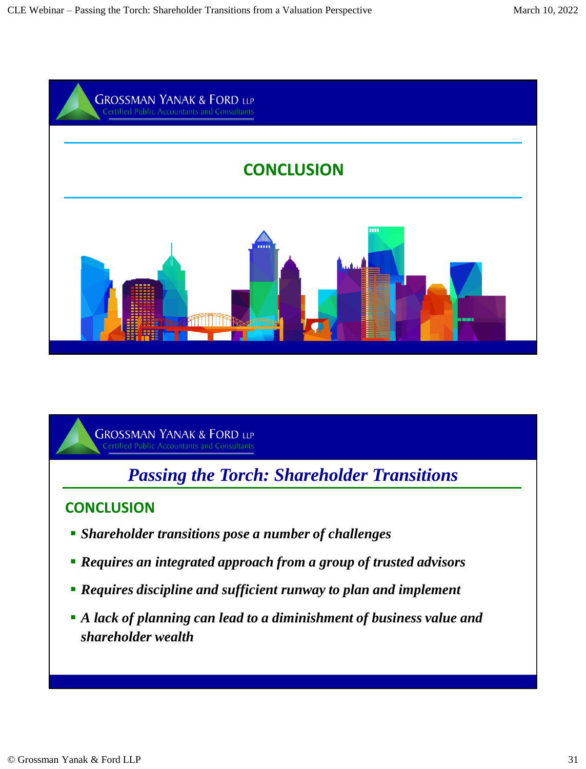GROSSMAN YANAK & FORD LLP
Certified Public Accountants and Consultants

# CONCLUSION

GROSSMAN YANAK & FORD LLP
Certified Public Accountants and Consultants

## *Passing the Torch: Shareholder Transitions*

### CONCLUSION

- ***Shareholder transitions pose a number of challenges***
- ***Requires an integrated approach from a group of trusted advisors***
- ***Requires discipline and sufficient runway to plan and implement***
- ***A lack of planning can lead to a diminishment of business value and shareholder wealth***